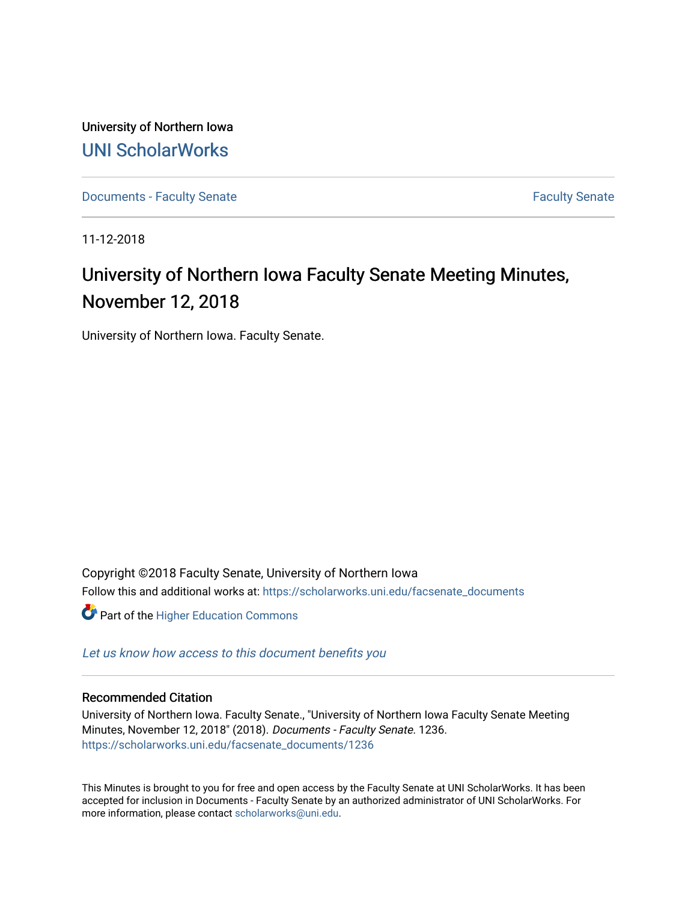University of Northern Iowa

UNI ScholarWorks

Documents - Faculty Senate | Faculty Senate

11-12-2018

# University of Northern Iowa Faculty Senate Meeting Minutes, November 12, 2018

University of Northern Iowa. Faculty Senate.

Copyright ©2018 Faculty Senate, University of Northern Iowa

Follow this and additional works at: https://scholarworks.uni.edu/facsenate_documents

Part of the Higher Education Commons

*Let us know how access to this document benefits you*

## Recommended Citation

University of Northern Iowa. Faculty Senate., "University of Northern Iowa Faculty Senate Meeting Minutes, November 12, 2018" (2018). *Documents - Faculty Senate*. 1236.
https://scholarworks.uni.edu/facsenate_documents/1236

This Minutes is brought to you for free and open access by the Faculty Senate at UNI ScholarWorks. It has been accepted for inclusion in Documents - Faculty Senate by an authorized administrator of UNI ScholarWorks. For more information, please contact scholarworks@uni.edu.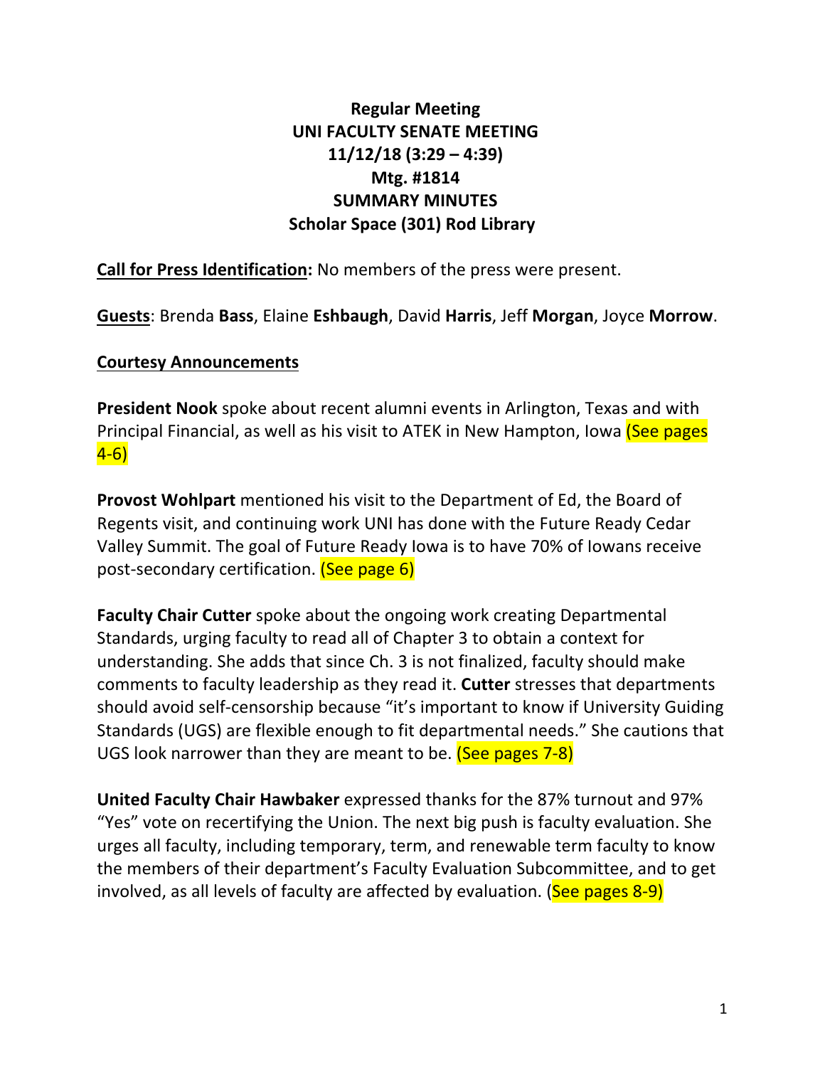# Regular Meeting
# UNI FACULTY SENATE MEETING
# 11/12/18 (3:29 – 4:39)
# Mtg. #1814
# SUMMARY MINUTES
# Scholar Space (301) Rod Library

**Call for Press Identification:** No members of the press were present.

**Guests**: Brenda **Bass**, Elaine **Eshbaugh**, David **Harris**, Jeff **Morgan**, Joyce **Morrow**.

**Courtesy Announcements**

**President Nook** spoke about recent alumni events in Arlington, Texas and with Principal Financial, as well as his visit to ATEK in New Hampton, Iowa (See pages 4-6)

**Provost Wohlpart** mentioned his visit to the Department of Ed, the Board of Regents visit, and continuing work UNI has done with the Future Ready Cedar Valley Summit. The goal of Future Ready Iowa is to have 70% of Iowans receive post-secondary certification. (See page 6)

**Faculty Chair Cutter** spoke about the ongoing work creating Departmental Standards, urging faculty to read all of Chapter 3 to obtain a context for understanding. She adds that since Ch. 3 is not finalized, faculty should make comments to faculty leadership as they read it. **Cutter** stresses that departments should avoid self-censorship because "it's important to know if University Guiding Standards (UGS) are flexible enough to fit departmental needs." She cautions that UGS look narrower than they are meant to be. (See pages 7-8)

**United Faculty Chair Hawbaker** expressed thanks for the 87% turnout and 97% "Yes" vote on recertifying the Union. The next big push is faculty evaluation. She urges all faculty, including temporary, term, and renewable term faculty to know the members of their department's Faculty Evaluation Subcommittee, and to get involved, as all levels of faculty are affected by evaluation. (See pages 8-9)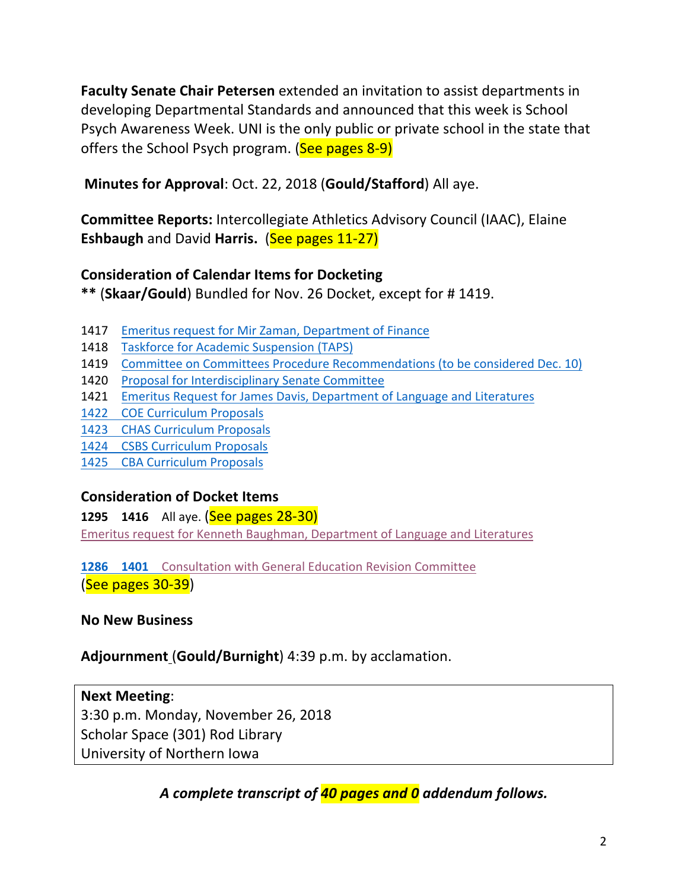**Faculty Senate Chair Petersen** extended an invitation to assist departments in developing Departmental Standards and announced that this week is School Psych Awareness Week. UNI is the only public or private school in the state that offers the School Psych program. (See pages 8-9)

**Minutes for Approval**: Oct. 22, 2018 (**Gould/Stafford**) All aye.

**Committee Reports:** Intercollegiate Athletics Advisory Council (IAAC), Elaine **Eshbaugh** and David **Harris.** (See pages 11-27)

**Consideration of Calendar Items for Docketing**

**\*\*** (**Skaar/Gould**) Bundled for Nov. 26 Docket, except for # 1419.

1417 Emeritus request for Mir Zaman, Department of Finance
1418 Taskforce for Academic Suspension (TAPS)
1419 Committee on Committees Procedure Recommendations (to be considered Dec. 10)
1420 Proposal for Interdisciplinary Senate Committee
1421 Emeritus Request for James Davis, Department of Language and Literatures
1422 COE Curriculum Proposals
1423 CHAS Curriculum Proposals
1424 CSBS Curriculum Proposals
1425 CBA Curriculum Proposals

**Consideration of Docket Items**

**1295 1416** All aye. (See pages 28-30)
Emeritus request for Kenneth Baughman, Department of Language and Literatures

**1286 1401** Consultation with General Education Revision Committee
(See pages 30-39)

**No New Business**

**Adjournment** (**Gould/Burnight**) 4:39 p.m. by acclamation.

**Next Meeting**:
3:30 p.m. Monday, November 26, 2018
Scholar Space (301) Rod Library
University of Northern Iowa

***A complete transcript of 40 pages and 0 addendum follows.***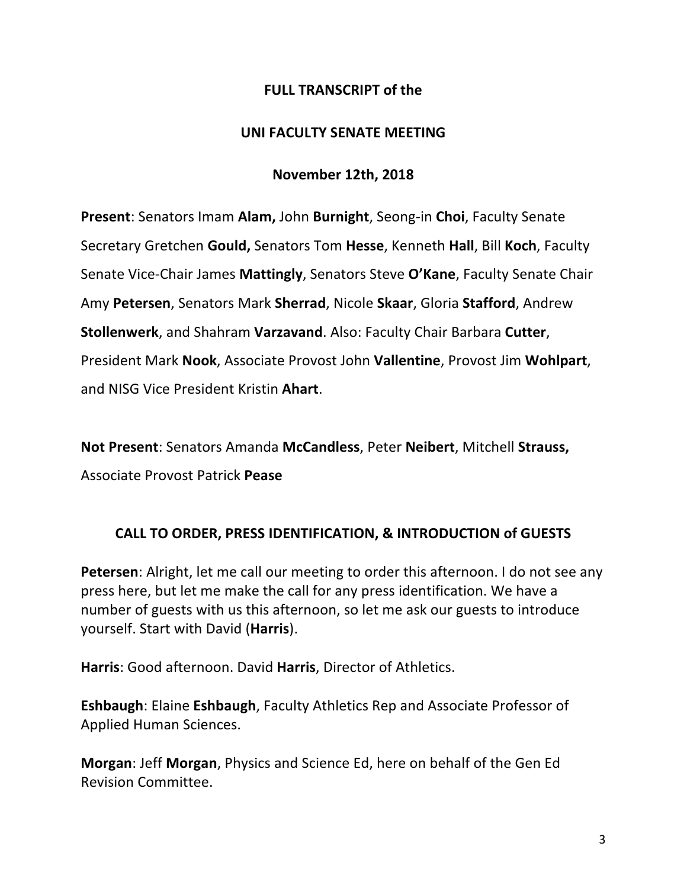**FULL TRANSCRIPT of the**

**UNI FACULTY SENATE MEETING**

**November 12th, 2018**

**Present**: Senators Imam **Alam,** John **Burnight**, Seong-in **Choi**, Faculty Senate Secretary Gretchen **Gould,** Senators Tom **Hesse**, Kenneth **Hall**, Bill **Koch**, Faculty Senate Vice-Chair James **Mattingly**, Senators Steve **O'Kane**, Faculty Senate Chair Amy **Petersen**, Senators Mark **Sherrad**, Nicole **Skaar**, Gloria **Stafford**, Andrew **Stollenwerk**, and Shahram **Varzavand**. Also: Faculty Chair Barbara **Cutter**, President Mark **Nook**, Associate Provost John **Vallentine**, Provost Jim **Wohlpart**, and NISG Vice President Kristin **Ahart**.

**Not Present**: Senators Amanda **McCandless**, Peter **Neibert**, Mitchell **Strauss,** Associate Provost Patrick **Pease**

**CALL TO ORDER, PRESS IDENTIFICATION, & INTRODUCTION of GUESTS**

**Petersen**: Alright, let me call our meeting to order this afternoon. I do not see any press here, but let me make the call for any press identification. We have a number of guests with us this afternoon, so let me ask our guests to introduce yourself. Start with David (**Harris**).

**Harris**: Good afternoon. David **Harris**, Director of Athletics.

**Eshbaugh**: Elaine **Eshbaugh**, Faculty Athletics Rep and Associate Professor of Applied Human Sciences.

**Morgan**: Jeff **Morgan**, Physics and Science Ed, here on behalf of the Gen Ed Revision Committee.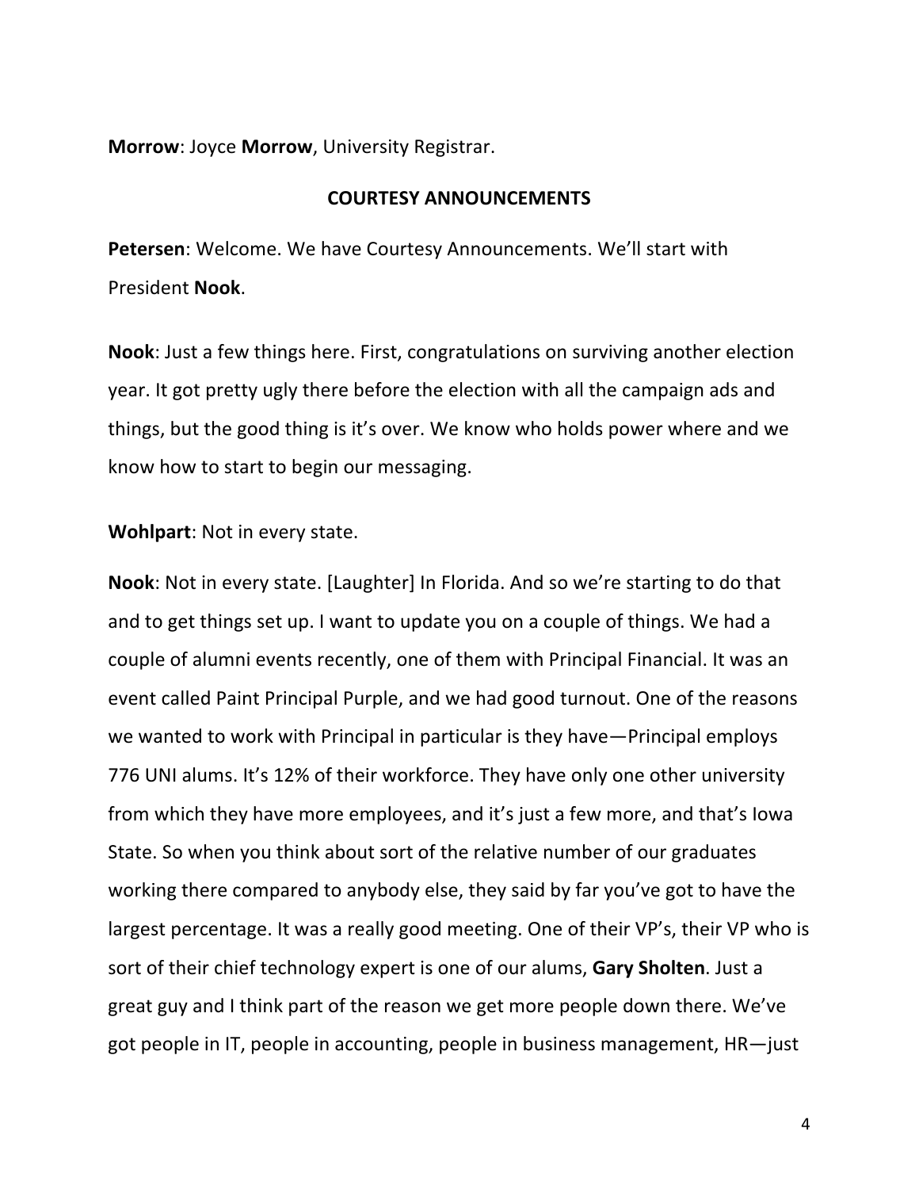**Morrow**: Joyce **Morrow**, University Registrar.

## COURTESY ANNOUNCEMENTS

**Petersen**: Welcome. We have Courtesy Announcements. We'll start with President **Nook**.

**Nook**: Just a few things here. First, congratulations on surviving another election year. It got pretty ugly there before the election with all the campaign ads and things, but the good thing is it's over. We know who holds power where and we know how to start to begin our messaging.

**Wohlpart**: Not in every state.

**Nook**: Not in every state. [Laughter] In Florida. And so we're starting to do that and to get things set up. I want to update you on a couple of things. We had a couple of alumni events recently, one of them with Principal Financial. It was an event called Paint Principal Purple, and we had good turnout. One of the reasons we wanted to work with Principal in particular is they have—Principal employs 776 UNI alums. It's 12% of their workforce. They have only one other university from which they have more employees, and it's just a few more, and that's Iowa State. So when you think about sort of the relative number of our graduates working there compared to anybody else, they said by far you've got to have the largest percentage. It was a really good meeting. One of their VP's, their VP who is sort of their chief technology expert is one of our alums, **Gary Sholten**. Just a great guy and I think part of the reason we get more people down there. We've got people in IT, people in accounting, people in business management, HR—just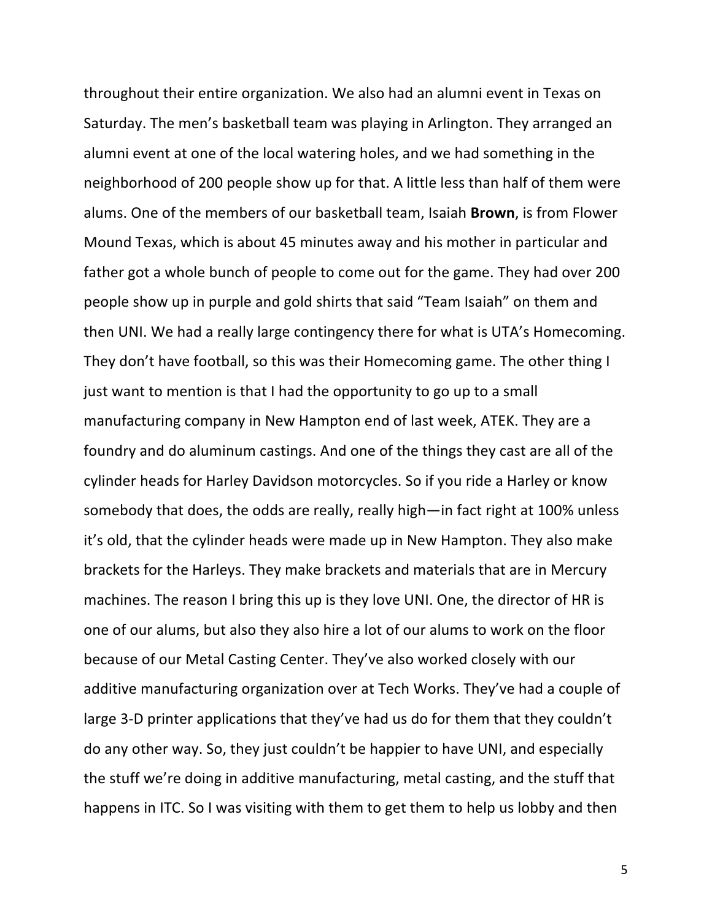throughout their entire organization. We also had an alumni event in Texas on Saturday. The men's basketball team was playing in Arlington. They arranged an alumni event at one of the local watering holes, and we had something in the neighborhood of 200 people show up for that. A little less than half of them were alums. One of the members of our basketball team, Isaiah **Brown**, is from Flower Mound Texas, which is about 45 minutes away and his mother in particular and father got a whole bunch of people to come out for the game. They had over 200 people show up in purple and gold shirts that said "Team Isaiah" on them and then UNI. We had a really large contingency there for what is UTA's Homecoming. They don't have football, so this was their Homecoming game. The other thing I just want to mention is that I had the opportunity to go up to a small manufacturing company in New Hampton end of last week, ATEK. They are a foundry and do aluminum castings. And one of the things they cast are all of the cylinder heads for Harley Davidson motorcycles. So if you ride a Harley or know somebody that does, the odds are really, really high—in fact right at 100% unless it's old, that the cylinder heads were made up in New Hampton. They also make brackets for the Harleys. They make brackets and materials that are in Mercury machines. The reason I bring this up is they love UNI. One, the director of HR is one of our alums, but also they also hire a lot of our alums to work on the floor because of our Metal Casting Center. They've also worked closely with our additive manufacturing organization over at Tech Works. They've had a couple of large 3-D printer applications that they've had us do for them that they couldn't do any other way. So, they just couldn't be happier to have UNI, and especially the stuff we're doing in additive manufacturing, metal casting, and the stuff that happens in ITC. So I was visiting with them to get them to help us lobby and then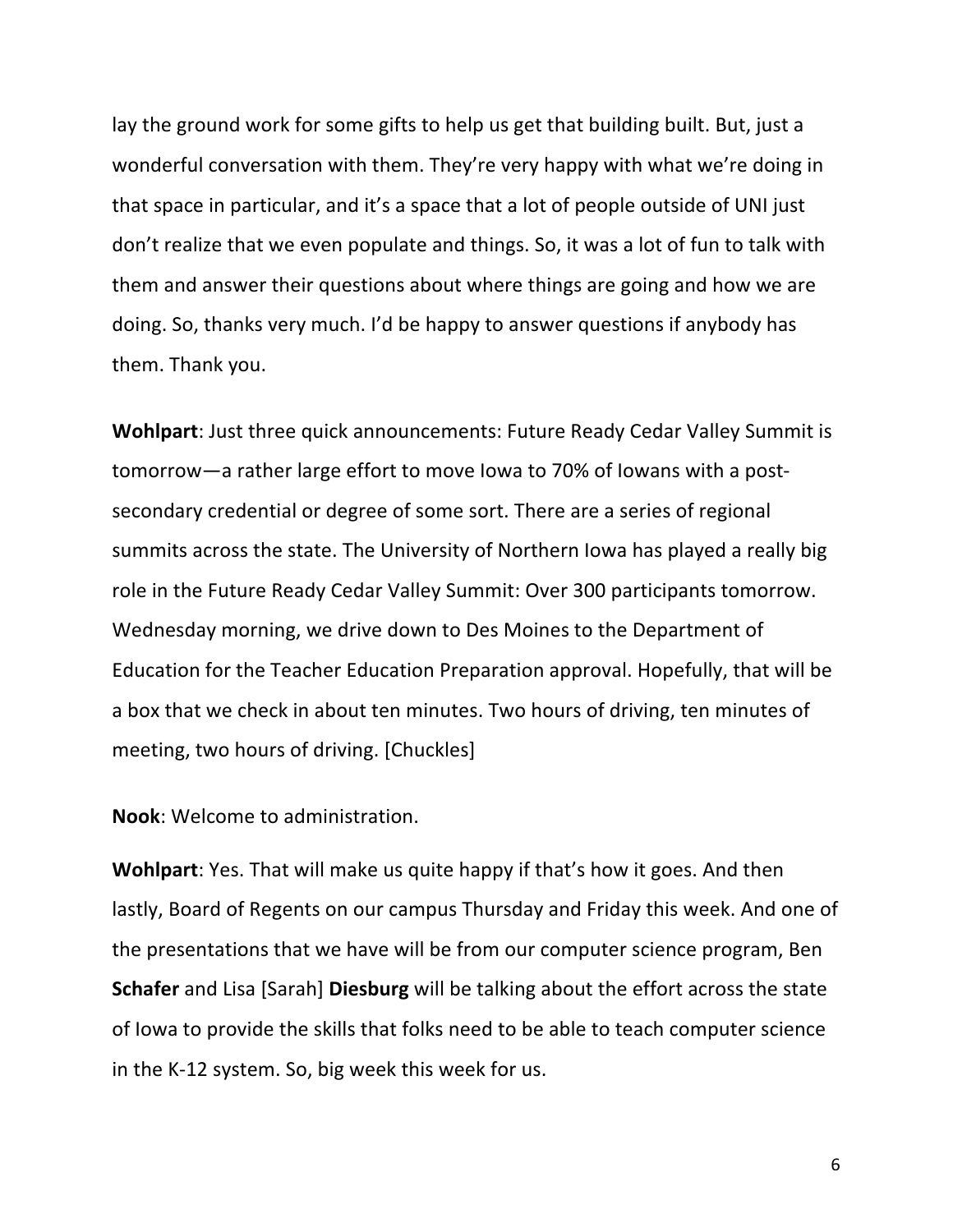lay the ground work for some gifts to help us get that building built. But, just a wonderful conversation with them. They're very happy with what we're doing in that space in particular, and it's a space that a lot of people outside of UNI just don't realize that we even populate and things. So, it was a lot of fun to talk with them and answer their questions about where things are going and how we are doing. So, thanks very much. I'd be happy to answer questions if anybody has them. Thank you.

**Wohlpart**: Just three quick announcements: Future Ready Cedar Valley Summit is tomorrow—a rather large effort to move Iowa to 70% of Iowans with a post-secondary credential or degree of some sort. There are a series of regional summits across the state. The University of Northern Iowa has played a really big role in the Future Ready Cedar Valley Summit: Over 300 participants tomorrow. Wednesday morning, we drive down to Des Moines to the Department of Education for the Teacher Education Preparation approval. Hopefully, that will be a box that we check in about ten minutes. Two hours of driving, ten minutes of meeting, two hours of driving. [Chuckles]

**Nook**: Welcome to administration.

**Wohlpart**: Yes. That will make us quite happy if that's how it goes. And then lastly, Board of Regents on our campus Thursday and Friday this week. And one of the presentations that we have will be from our computer science program, Ben **Schafer** and Lisa [Sarah] **Diesburg** will be talking about the effort across the state of Iowa to provide the skills that folks need to be able to teach computer science in the K-12 system. So, big week this week for us.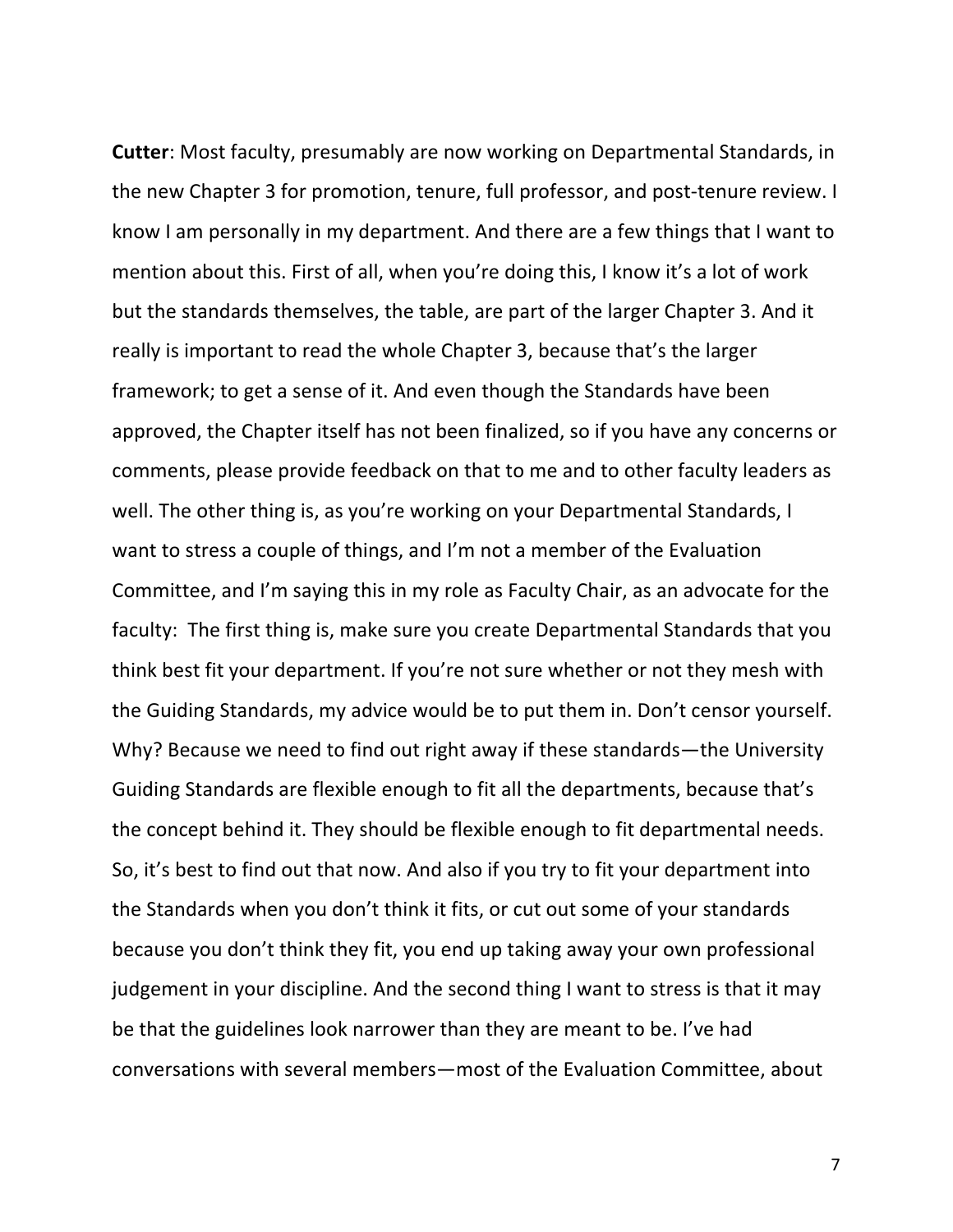**Cutter**: Most faculty, presumably are now working on Departmental Standards, in the new Chapter 3 for promotion, tenure, full professor, and post-tenure review. I know I am personally in my department. And there are a few things that I want to mention about this. First of all, when you're doing this, I know it's a lot of work but the standards themselves, the table, are part of the larger Chapter 3. And it really is important to read the whole Chapter 3, because that's the larger framework; to get a sense of it. And even though the Standards have been approved, the Chapter itself has not been finalized, so if you have any concerns or comments, please provide feedback on that to me and to other faculty leaders as well. The other thing is, as you're working on your Departmental Standards, I want to stress a couple of things, and I'm not a member of the Evaluation Committee, and I'm saying this in my role as Faculty Chair, as an advocate for the faculty: The first thing is, make sure you create Departmental Standards that you think best fit your department. If you're not sure whether or not they mesh with the Guiding Standards, my advice would be to put them in. Don't censor yourself. Why? Because we need to find out right away if these standards—the University Guiding Standards are flexible enough to fit all the departments, because that's the concept behind it. They should be flexible enough to fit departmental needs. So, it's best to find out that now. And also if you try to fit your department into the Standards when you don't think it fits, or cut out some of your standards because you don't think they fit, you end up taking away your own professional judgement in your discipline. And the second thing I want to stress is that it may be that the guidelines look narrower than they are meant to be. I've had conversations with several members—most of the Evaluation Committee, about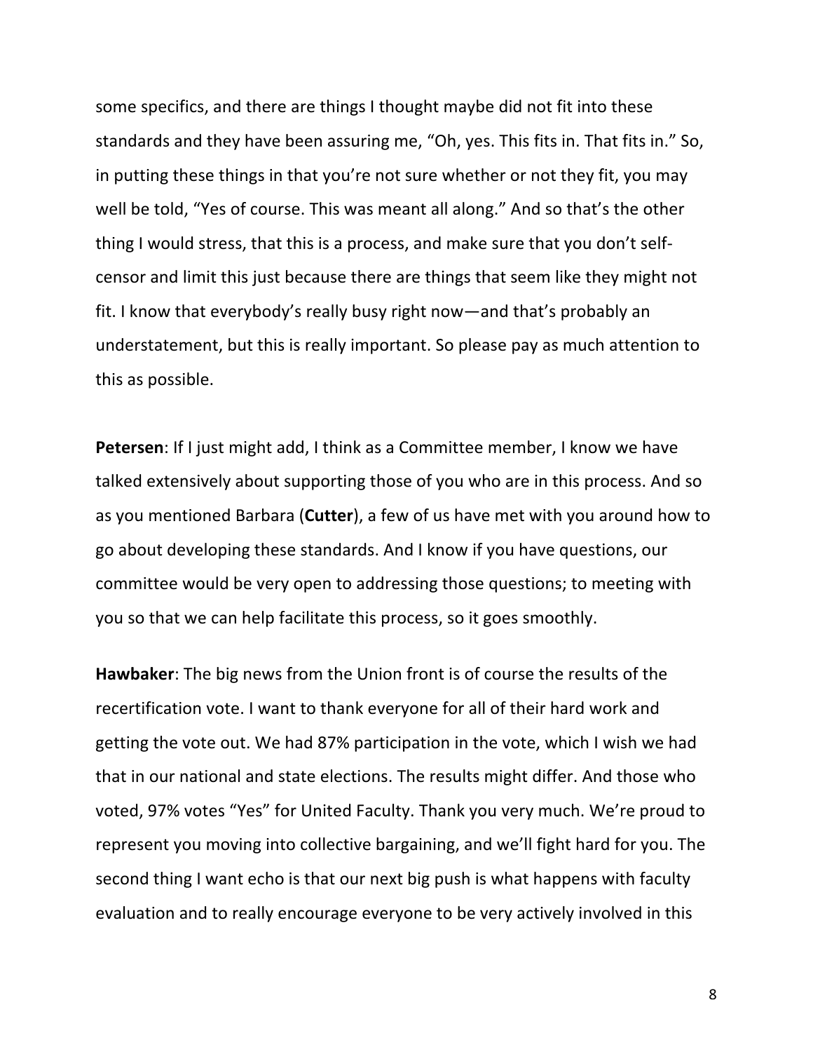some specifics, and there are things I thought maybe did not fit into these standards and they have been assuring me, "Oh, yes. This fits in. That fits in." So, in putting these things in that you're not sure whether or not they fit, you may well be told, "Yes of course. This was meant all along." And so that's the other thing I would stress, that this is a process, and make sure that you don't self-censor and limit this just because there are things that seem like they might not fit. I know that everybody's really busy right now—and that's probably an understatement, but this is really important. So please pay as much attention to this as possible.

**Petersen**: If I just might add, I think as a Committee member, I know we have talked extensively about supporting those of you who are in this process. And so as you mentioned Barbara (**Cutter**), a few of us have met with you around how to go about developing these standards. And I know if you have questions, our committee would be very open to addressing those questions; to meeting with you so that we can help facilitate this process, so it goes smoothly.

**Hawbaker**: The big news from the Union front is of course the results of the recertification vote. I want to thank everyone for all of their hard work and getting the vote out. We had 87% participation in the vote, which I wish we had that in our national and state elections. The results might differ. And those who voted, 97% votes "Yes" for United Faculty. Thank you very much. We're proud to represent you moving into collective bargaining, and we'll fight hard for you. The second thing I want echo is that our next big push is what happens with faculty evaluation and to really encourage everyone to be very actively involved in this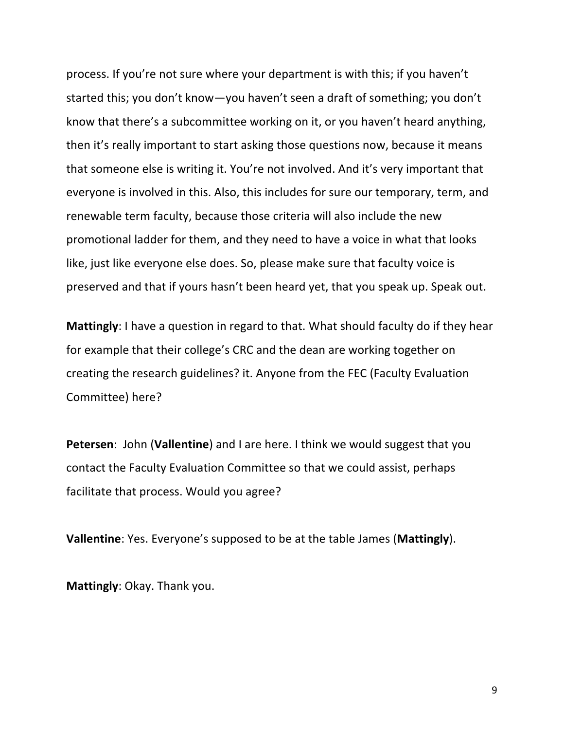process. If you're not sure where your department is with this; if you haven't started this; you don't know—you haven't seen a draft of something; you don't know that there's a subcommittee working on it, or you haven't heard anything, then it's really important to start asking those questions now, because it means that someone else is writing it. You're not involved. And it's very important that everyone is involved in this. Also, this includes for sure our temporary, term, and renewable term faculty, because those criteria will also include the new promotional ladder for them, and they need to have a voice in what that looks like, just like everyone else does. So, please make sure that faculty voice is preserved and that if yours hasn't been heard yet, that you speak up. Speak out.

**Mattingly**: I have a question in regard to that. What should faculty do if they hear for example that their college's CRC and the dean are working together on creating the research guidelines? it. Anyone from the FEC (Faculty Evaluation Committee) here?

**Petersen**: John (**Vallentine**) and I are here. I think we would suggest that you contact the Faculty Evaluation Committee so that we could assist, perhaps facilitate that process. Would you agree?

**Vallentine**: Yes. Everyone's supposed to be at the table James (**Mattingly**).

**Mattingly**: Okay. Thank you.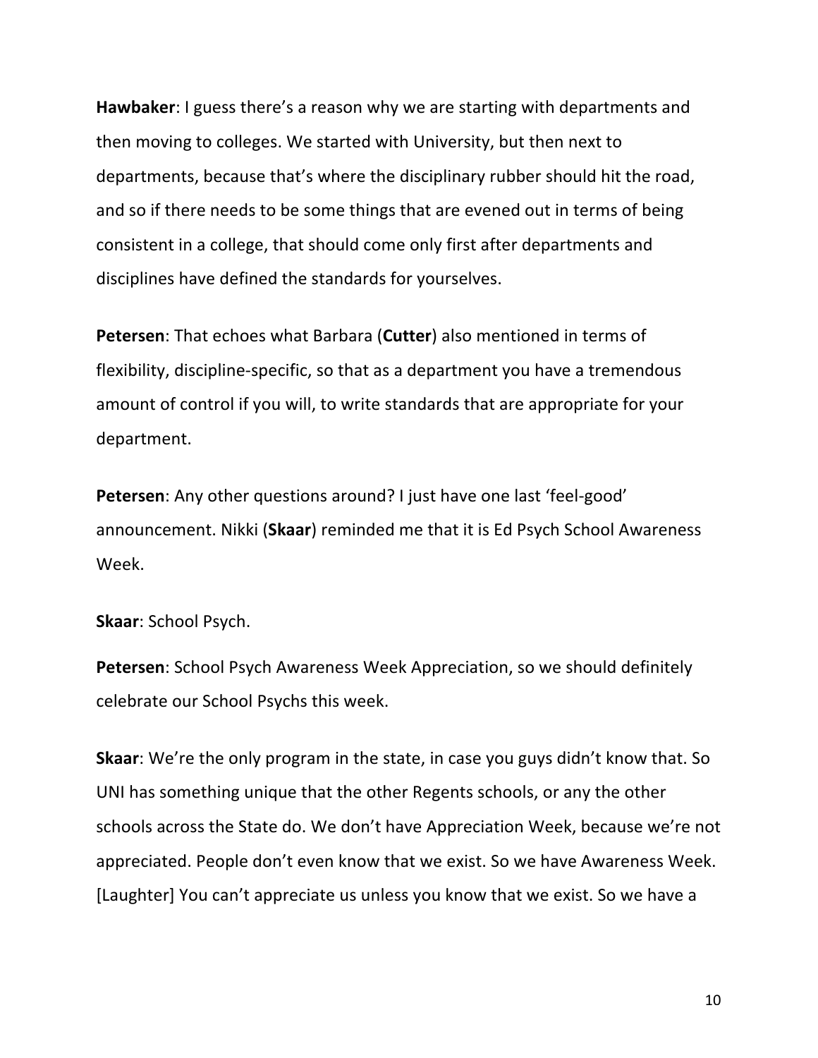**Hawbaker**: I guess there's a reason why we are starting with departments and then moving to colleges. We started with University, but then next to departments, because that's where the disciplinary rubber should hit the road, and so if there needs to be some things that are evened out in terms of being consistent in a college, that should come only first after departments and disciplines have defined the standards for yourselves.

**Petersen**: That echoes what Barbara (**Cutter**) also mentioned in terms of flexibility, discipline-specific, so that as a department you have a tremendous amount of control if you will, to write standards that are appropriate for your department.

**Petersen**: Any other questions around? I just have one last 'feel-good' announcement. Nikki (**Skaar**) reminded me that it is Ed Psych School Awareness Week.

**Skaar**: School Psych.

**Petersen**: School Psych Awareness Week Appreciation, so we should definitely celebrate our School Psychs this week.

**Skaar**: We're the only program in the state, in case you guys didn't know that. So UNI has something unique that the other Regents schools, or any the other schools across the State do. We don't have Appreciation Week, because we're not appreciated. People don't even know that we exist. So we have Awareness Week. [Laughter] You can't appreciate us unless you know that we exist. So we have a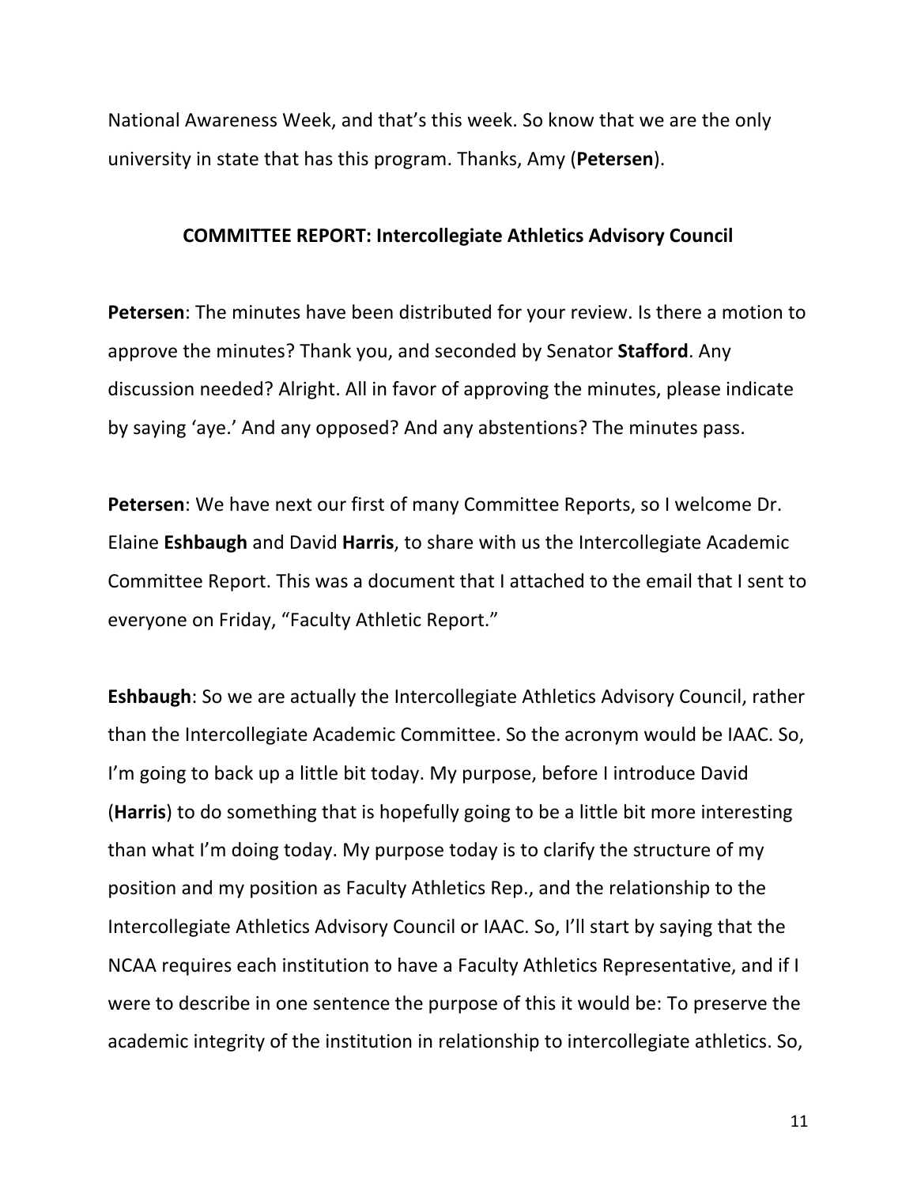National Awareness Week, and that's this week. So know that we are the only university in state that has this program. Thanks, Amy (**Petersen**).

## COMMITTEE REPORT: Intercollegiate Athletics Advisory Council

**Petersen**: The minutes have been distributed for your review. Is there a motion to approve the minutes? Thank you, and seconded by Senator **Stafford**. Any discussion needed? Alright. All in favor of approving the minutes, please indicate by saying 'aye.' And any opposed? And any abstentions? The minutes pass.

**Petersen**: We have next our first of many Committee Reports, so I welcome Dr. Elaine **Eshbaugh** and David **Harris**, to share with us the Intercollegiate Academic Committee Report. This was a document that I attached to the email that I sent to everyone on Friday, "Faculty Athletic Report."

**Eshbaugh**: So we are actually the Intercollegiate Athletics Advisory Council, rather than the Intercollegiate Academic Committee. So the acronym would be IAAC. So, I'm going to back up a little bit today. My purpose, before I introduce David (**Harris**) to do something that is hopefully going to be a little bit more interesting than what I'm doing today. My purpose today is to clarify the structure of my position and my position as Faculty Athletics Rep., and the relationship to the Intercollegiate Athletics Advisory Council or IAAC. So, I'll start by saying that the NCAA requires each institution to have a Faculty Athletics Representative, and if I were to describe in one sentence the purpose of this it would be: To preserve the academic integrity of the institution in relationship to intercollegiate athletics. So,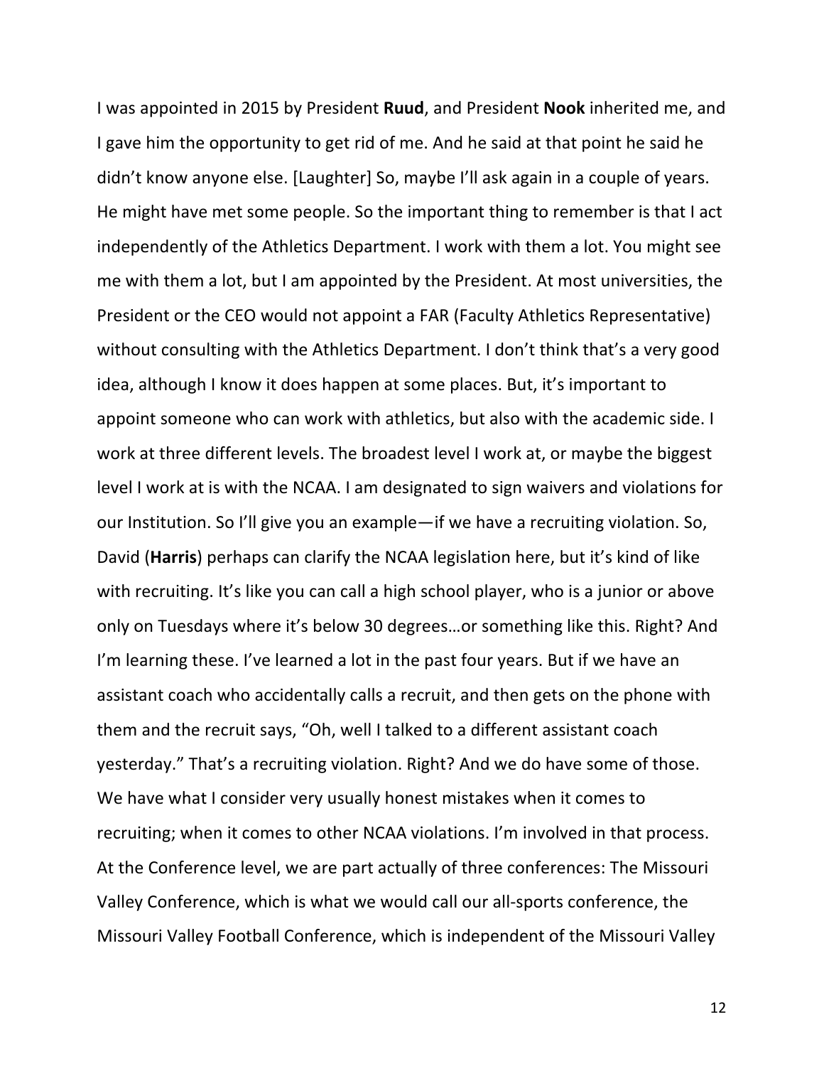I was appointed in 2015 by President **Ruud**, and President **Nook** inherited me, and I gave him the opportunity to get rid of me. And he said at that point he said he didn't know anyone else. [Laughter] So, maybe I'll ask again in a couple of years. He might have met some people. So the important thing to remember is that I act independently of the Athletics Department. I work with them a lot. You might see me with them a lot, but I am appointed by the President. At most universities, the President or the CEO would not appoint a FAR (Faculty Athletics Representative) without consulting with the Athletics Department. I don't think that's a very good idea, although I know it does happen at some places. But, it's important to appoint someone who can work with athletics, but also with the academic side. I work at three different levels. The broadest level I work at, or maybe the biggest level I work at is with the NCAA. I am designated to sign waivers and violations for our Institution. So I'll give you an example—if we have a recruiting violation. So, David (**Harris**) perhaps can clarify the NCAA legislation here, but it's kind of like with recruiting. It's like you can call a high school player, who is a junior or above only on Tuesdays where it's below 30 degrees…or something like this. Right? And I'm learning these. I've learned a lot in the past four years. But if we have an assistant coach who accidentally calls a recruit, and then gets on the phone with them and the recruit says, "Oh, well I talked to a different assistant coach yesterday." That's a recruiting violation. Right? And we do have some of those. We have what I consider very usually honest mistakes when it comes to recruiting; when it comes to other NCAA violations. I'm involved in that process. At the Conference level, we are part actually of three conferences: The Missouri Valley Conference, which is what we would call our all-sports conference, the Missouri Valley Football Conference, which is independent of the Missouri Valley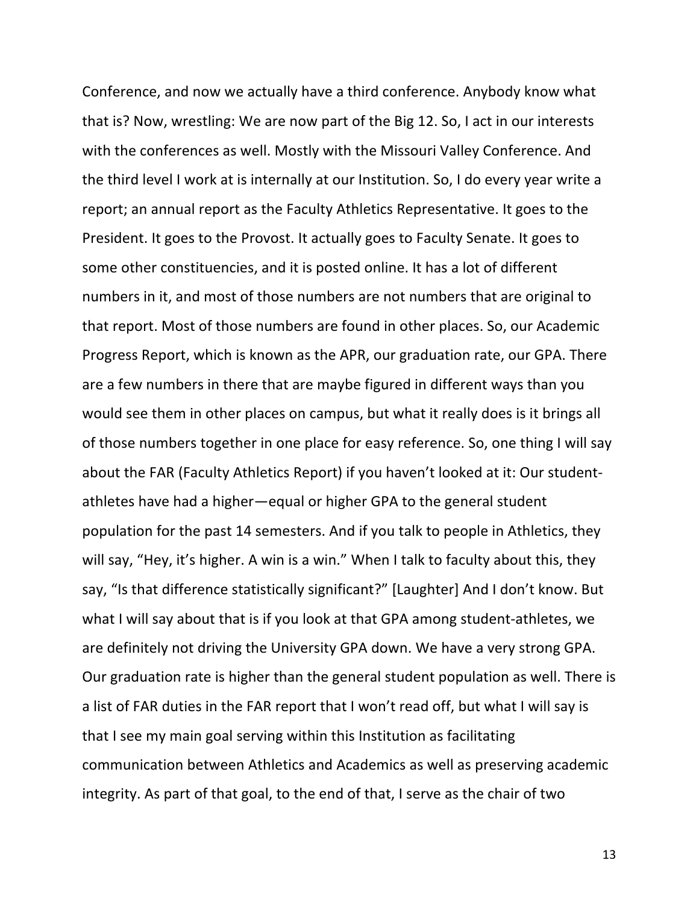Conference, and now we actually have a third conference. Anybody know what that is? Now, wrestling: We are now part of the Big 12. So, I act in our interests with the conferences as well. Mostly with the Missouri Valley Conference. And the third level I work at is internally at our Institution. So, I do every year write a report; an annual report as the Faculty Athletics Representative. It goes to the President. It goes to the Provost. It actually goes to Faculty Senate. It goes to some other constituencies, and it is posted online. It has a lot of different numbers in it, and most of those numbers are not numbers that are original to that report. Most of those numbers are found in other places. So, our Academic Progress Report, which is known as the APR, our graduation rate, our GPA. There are a few numbers in there that are maybe figured in different ways than you would see them in other places on campus, but what it really does is it brings all of those numbers together in one place for easy reference. So, one thing I will say about the FAR (Faculty Athletics Report) if you haven't looked at it: Our student-athletes have had a higher—equal or higher GPA to the general student population for the past 14 semesters. And if you talk to people in Athletics, they will say, "Hey, it's higher. A win is a win." When I talk to faculty about this, they say, "Is that difference statistically significant?" [Laughter] And I don't know. But what I will say about that is if you look at that GPA among student-athletes, we are definitely not driving the University GPA down. We have a very strong GPA. Our graduation rate is higher than the general student population as well. There is a list of FAR duties in the FAR report that I won't read off, but what I will say is that I see my main goal serving within this Institution as facilitating communication between Athletics and Academics as well as preserving academic integrity. As part of that goal, to the end of that, I serve as the chair of two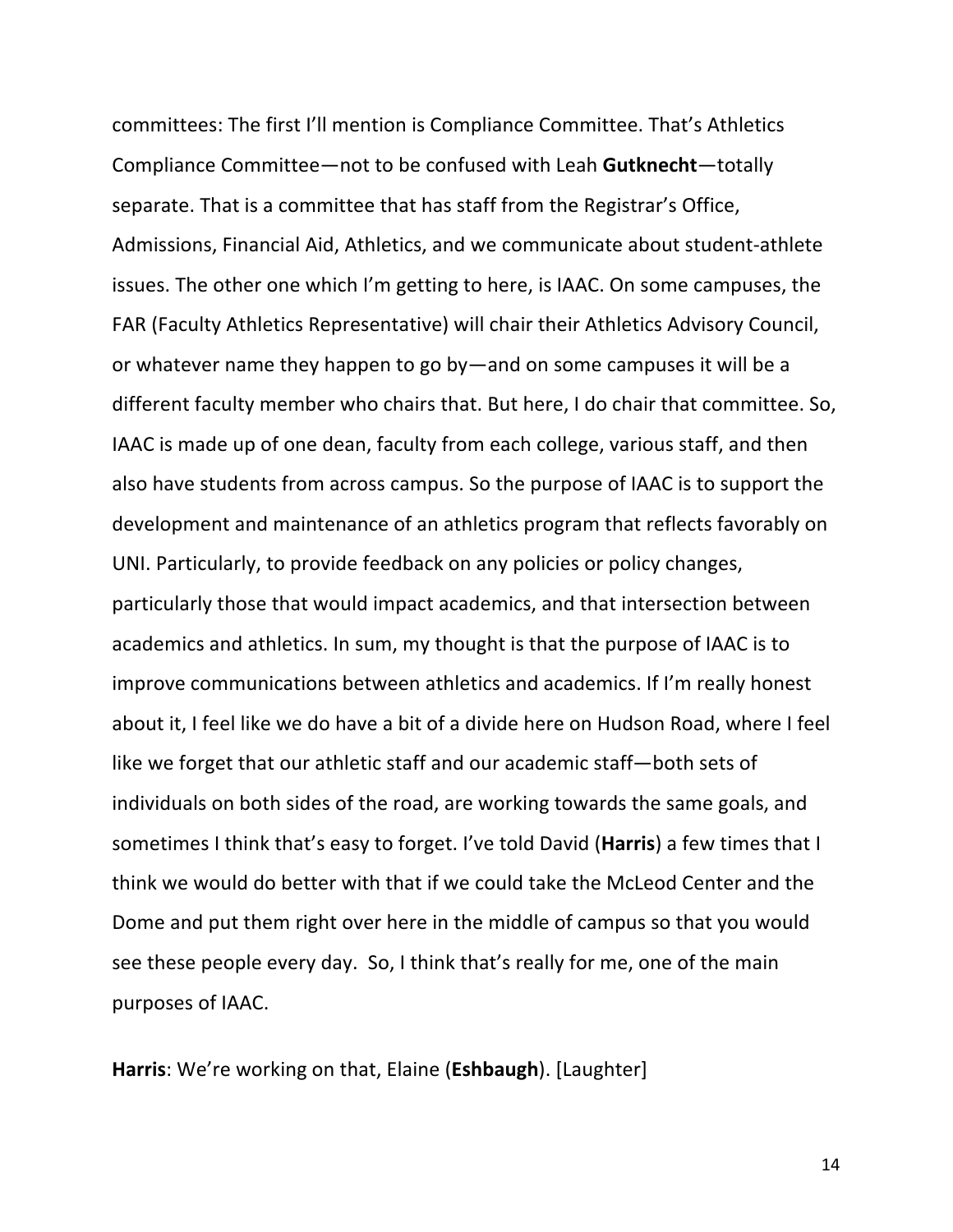committees: The first I'll mention is Compliance Committee. That's Athletics Compliance Committee—not to be confused with Leah **Gutknecht**—totally separate. That is a committee that has staff from the Registrar's Office, Admissions, Financial Aid, Athletics, and we communicate about student-athlete issues. The other one which I'm getting to here, is IAAC. On some campuses, the FAR (Faculty Athletics Representative) will chair their Athletics Advisory Council, or whatever name they happen to go by—and on some campuses it will be a different faculty member who chairs that. But here, I do chair that committee. So, IAAC is made up of one dean, faculty from each college, various staff, and then also have students from across campus. So the purpose of IAAC is to support the development and maintenance of an athletics program that reflects favorably on UNI. Particularly, to provide feedback on any policies or policy changes, particularly those that would impact academics, and that intersection between academics and athletics. In sum, my thought is that the purpose of IAAC is to improve communications between athletics and academics. If I'm really honest about it, I feel like we do have a bit of a divide here on Hudson Road, where I feel like we forget that our athletic staff and our academic staff—both sets of individuals on both sides of the road, are working towards the same goals, and sometimes I think that's easy to forget. I've told David (**Harris**) a few times that I think we would do better with that if we could take the McLeod Center and the Dome and put them right over here in the middle of campus so that you would see these people every day. So, I think that's really for me, one of the main purposes of IAAC.

**Harris**: We're working on that, Elaine (**Eshbaugh**). [Laughter]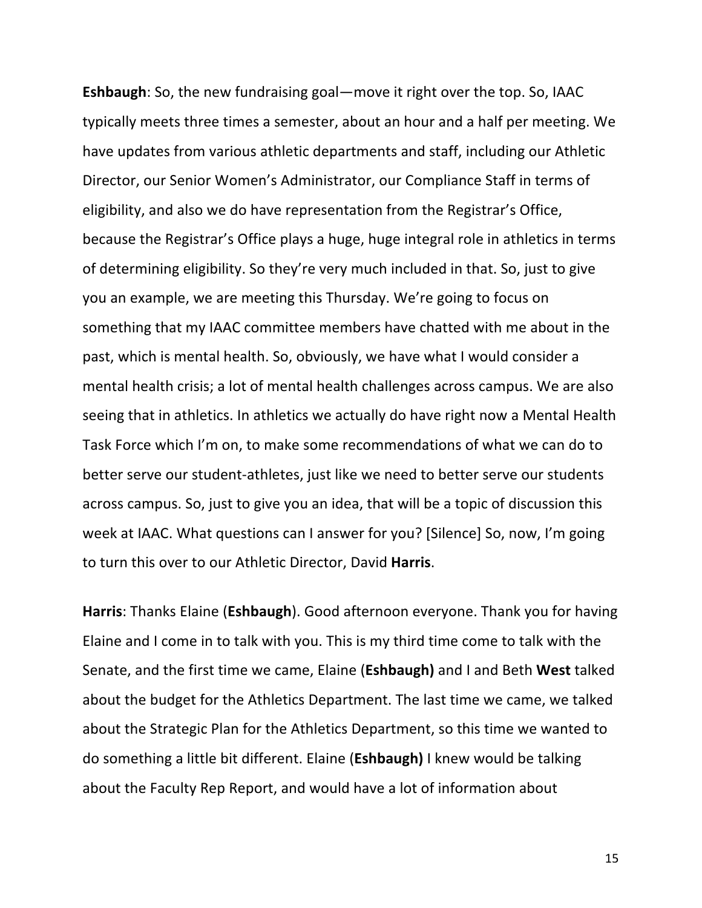**Eshbaugh**: So, the new fundraising goal—move it right over the top. So, IAAC typically meets three times a semester, about an hour and a half per meeting. We have updates from various athletic departments and staff, including our Athletic Director, our Senior Women's Administrator, our Compliance Staff in terms of eligibility, and also we do have representation from the Registrar's Office, because the Registrar's Office plays a huge, huge integral role in athletics in terms of determining eligibility. So they're very much included in that. So, just to give you an example, we are meeting this Thursday. We're going to focus on something that my IAAC committee members have chatted with me about in the past, which is mental health. So, obviously, we have what I would consider a mental health crisis; a lot of mental health challenges across campus. We are also seeing that in athletics. In athletics we actually do have right now a Mental Health Task Force which I'm on, to make some recommendations of what we can do to better serve our student-athletes, just like we need to better serve our students across campus. So, just to give you an idea, that will be a topic of discussion this week at IAAC. What questions can I answer for you? [Silence] So, now, I'm going to turn this over to our Athletic Director, David **Harris**.

**Harris**: Thanks Elaine (**Eshbaugh**). Good afternoon everyone. Thank you for having Elaine and I come in to talk with you. This is my third time come to talk with the Senate, and the first time we came, Elaine (**Eshbaugh)** and I and Beth **West** talked about the budget for the Athletics Department. The last time we came, we talked about the Strategic Plan for the Athletics Department, so this time we wanted to do something a little bit different. Elaine (**Eshbaugh)** I knew would be talking about the Faculty Rep Report, and would have a lot of information about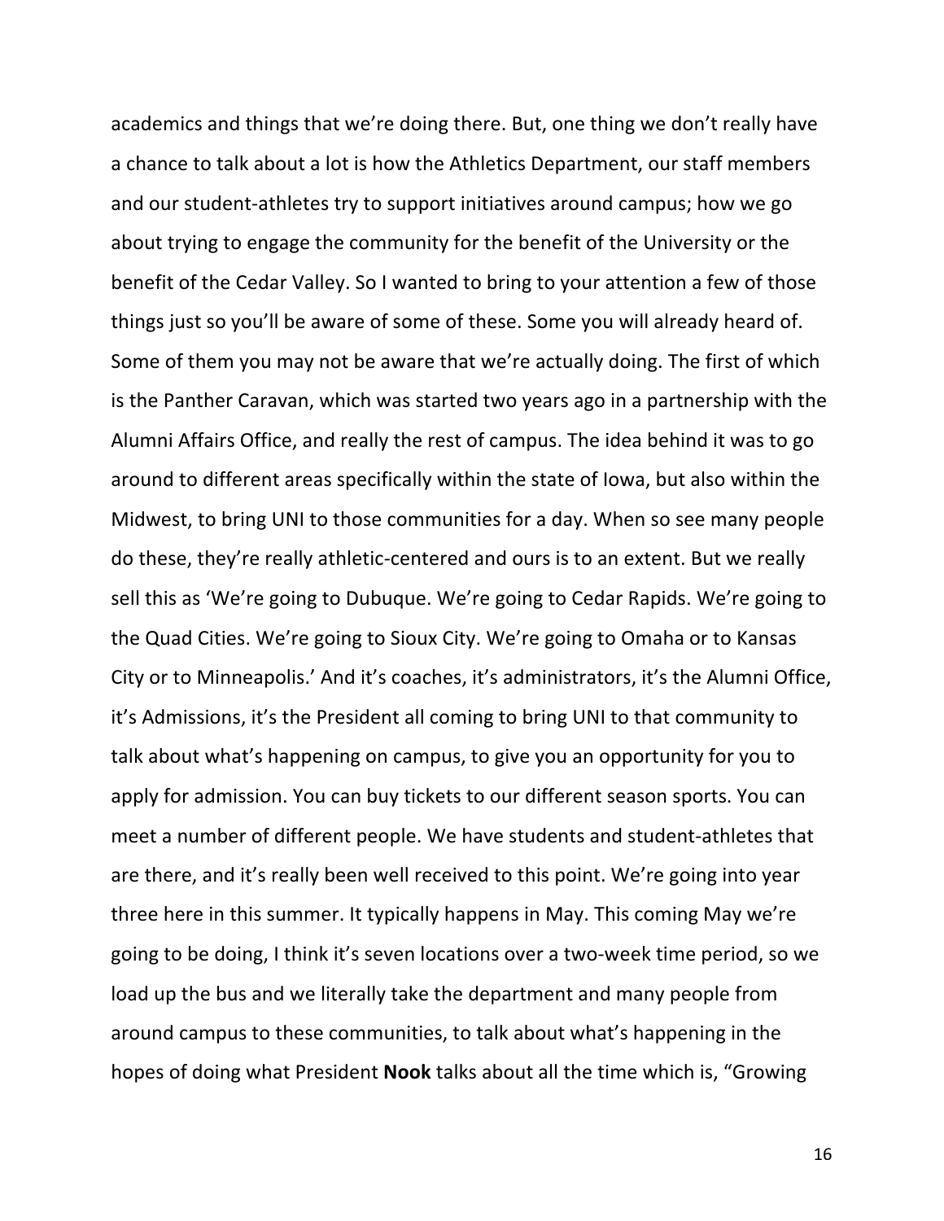academics and things that we're doing there. But, one thing we don't really have a chance to talk about a lot is how the Athletics Department, our staff members and our student-athletes try to support initiatives around campus; how we go about trying to engage the community for the benefit of the University or the benefit of the Cedar Valley. So I wanted to bring to your attention a few of those things just so you'll be aware of some of these. Some you will already heard of. Some of them you may not be aware that we're actually doing. The first of which is the Panther Caravan, which was started two years ago in a partnership with the Alumni Affairs Office, and really the rest of campus. The idea behind it was to go around to different areas specifically within the state of Iowa, but also within the Midwest, to bring UNI to those communities for a day. When so see many people do these, they're really athletic-centered and ours is to an extent. But we really sell this as 'We're going to Dubuque. We're going to Cedar Rapids. We're going to the Quad Cities. We're going to Sioux City. We're going to Omaha or to Kansas City or to Minneapolis.' And it's coaches, it's administrators, it's the Alumni Office, it's Admissions, it's the President all coming to bring UNI to that community to talk about what's happening on campus, to give you an opportunity for you to apply for admission. You can buy tickets to our different season sports. You can meet a number of different people. We have students and student-athletes that are there, and it's really been well received to this point. We're going into year three here in this summer. It typically happens in May. This coming May we're going to be doing, I think it's seven locations over a two-week time period, so we load up the bus and we literally take the department and many people from around campus to these communities, to talk about what's happening in the hopes of doing what President **Nook** talks about all the time which is, "Growing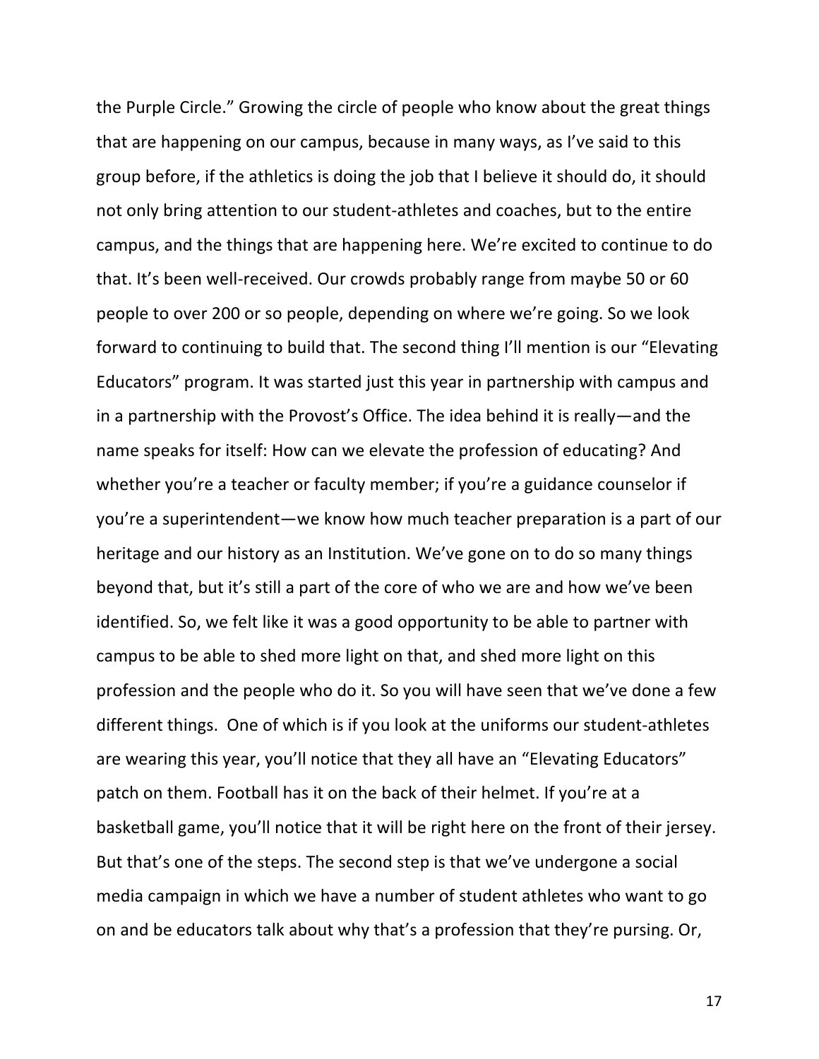the Purple Circle." Growing the circle of people who know about the great things that are happening on our campus, because in many ways, as I've said to this group before, if the athletics is doing the job that I believe it should do, it should not only bring attention to our student-athletes and coaches, but to the entire campus, and the things that are happening here. We're excited to continue to do that. It's been well-received. Our crowds probably range from maybe 50 or 60 people to over 200 or so people, depending on where we're going. So we look forward to continuing to build that. The second thing I'll mention is our "Elevating Educators" program. It was started just this year in partnership with campus and in a partnership with the Provost's Office. The idea behind it is really—and the name speaks for itself: How can we elevate the profession of educating? And whether you're a teacher or faculty member; if you're a guidance counselor if you're a superintendent—we know how much teacher preparation is a part of our heritage and our history as an Institution. We've gone on to do so many things beyond that, but it's still a part of the core of who we are and how we've been identified. So, we felt like it was a good opportunity to be able to partner with campus to be able to shed more light on that, and shed more light on this profession and the people who do it. So you will have seen that we've done a few different things. One of which is if you look at the uniforms our student-athletes are wearing this year, you'll notice that they all have an "Elevating Educators" patch on them. Football has it on the back of their helmet. If you're at a basketball game, you'll notice that it will be right here on the front of their jersey. But that's one of the steps. The second step is that we've undergone a social media campaign in which we have a number of student athletes who want to go on and be educators talk about why that's a profession that they're pursing. Or,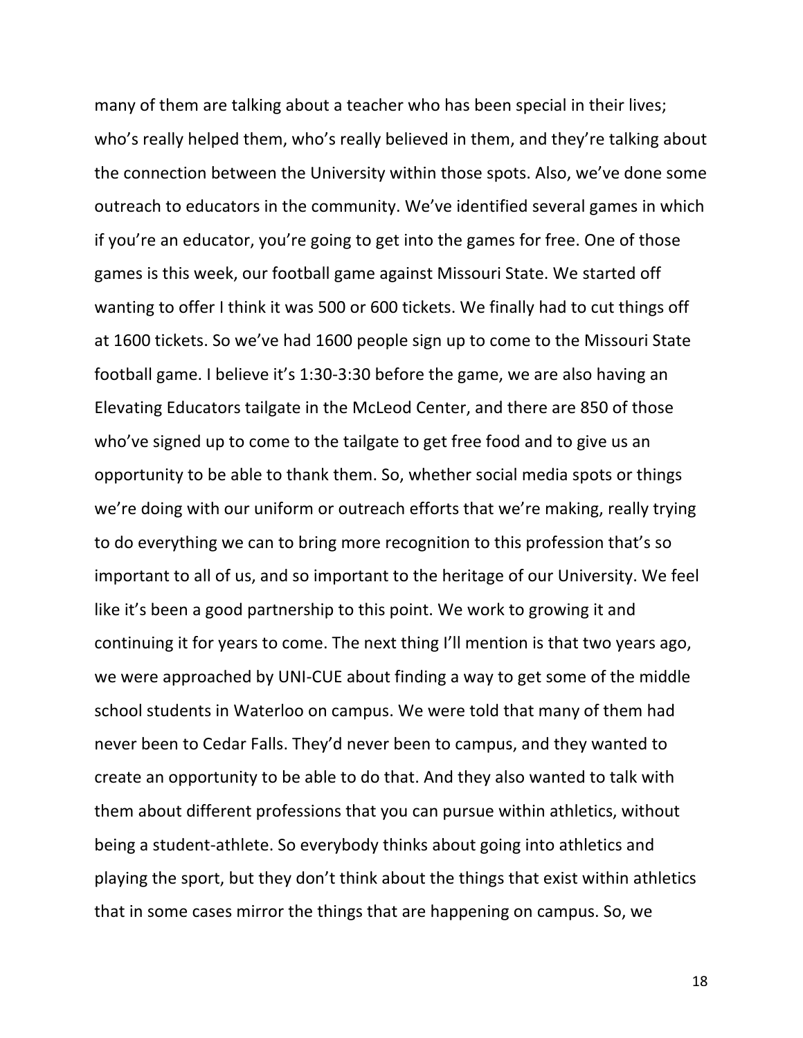many of them are talking about a teacher who has been special in their lives; who's really helped them, who's really believed in them, and they're talking about the connection between the University within those spots. Also, we've done some outreach to educators in the community. We've identified several games in which if you're an educator, you're going to get into the games for free. One of those games is this week, our football game against Missouri State. We started off wanting to offer I think it was 500 or 600 tickets. We finally had to cut things off at 1600 tickets. So we've had 1600 people sign up to come to the Missouri State football game. I believe it's 1:30-3:30 before the game, we are also having an Elevating Educators tailgate in the McLeod Center, and there are 850 of those who've signed up to come to the tailgate to get free food and to give us an opportunity to be able to thank them. So, whether social media spots or things we're doing with our uniform or outreach efforts that we're making, really trying to do everything we can to bring more recognition to this profession that's so important to all of us, and so important to the heritage of our University. We feel like it's been a good partnership to this point. We work to growing it and continuing it for years to come. The next thing I'll mention is that two years ago, we were approached by UNI-CUE about finding a way to get some of the middle school students in Waterloo on campus. We were told that many of them had never been to Cedar Falls. They'd never been to campus, and they wanted to create an opportunity to be able to do that. And they also wanted to talk with them about different professions that you can pursue within athletics, without being a student-athlete. So everybody thinks about going into athletics and playing the sport, but they don't think about the things that exist within athletics that in some cases mirror the things that are happening on campus. So, we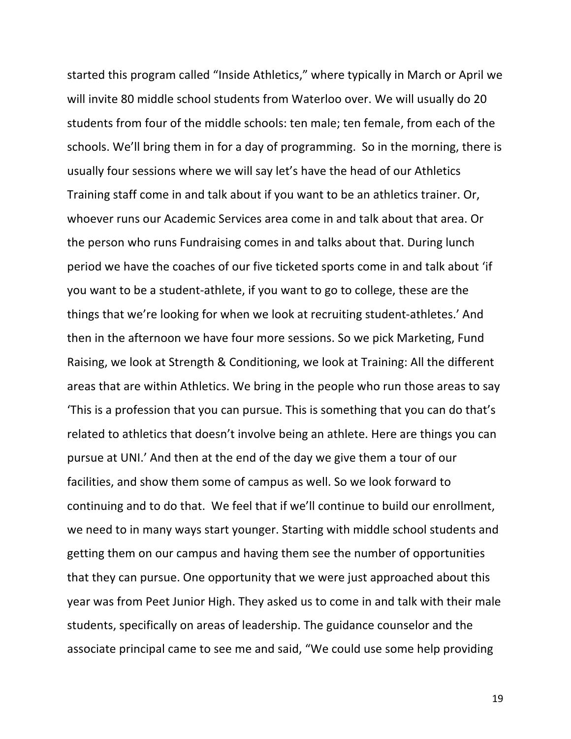started this program called "Inside Athletics," where typically in March or April we will invite 80 middle school students from Waterloo over. We will usually do 20 students from four of the middle schools: ten male; ten female, from each of the schools. We'll bring them in for a day of programming. So in the morning, there is usually four sessions where we will say let's have the head of our Athletics Training staff come in and talk about if you want to be an athletics trainer. Or, whoever runs our Academic Services area come in and talk about that area. Or the person who runs Fundraising comes in and talks about that. During lunch period we have the coaches of our five ticketed sports come in and talk about 'if you want to be a student-athlete, if you want to go to college, these are the things that we're looking for when we look at recruiting student-athletes.' And then in the afternoon we have four more sessions. So we pick Marketing, Fund Raising, we look at Strength & Conditioning, we look at Training: All the different areas that are within Athletics. We bring in the people who run those areas to say 'This is a profession that you can pursue. This is something that you can do that's related to athletics that doesn't involve being an athlete. Here are things you can pursue at UNI.' And then at the end of the day we give them a tour of our facilities, and show them some of campus as well. So we look forward to continuing and to do that. We feel that if we'll continue to build our enrollment, we need to in many ways start younger. Starting with middle school students and getting them on our campus and having them see the number of opportunities that they can pursue. One opportunity that we were just approached about this year was from Peet Junior High. They asked us to come in and talk with their male students, specifically on areas of leadership. The guidance counselor and the associate principal came to see me and said, "We could use some help providing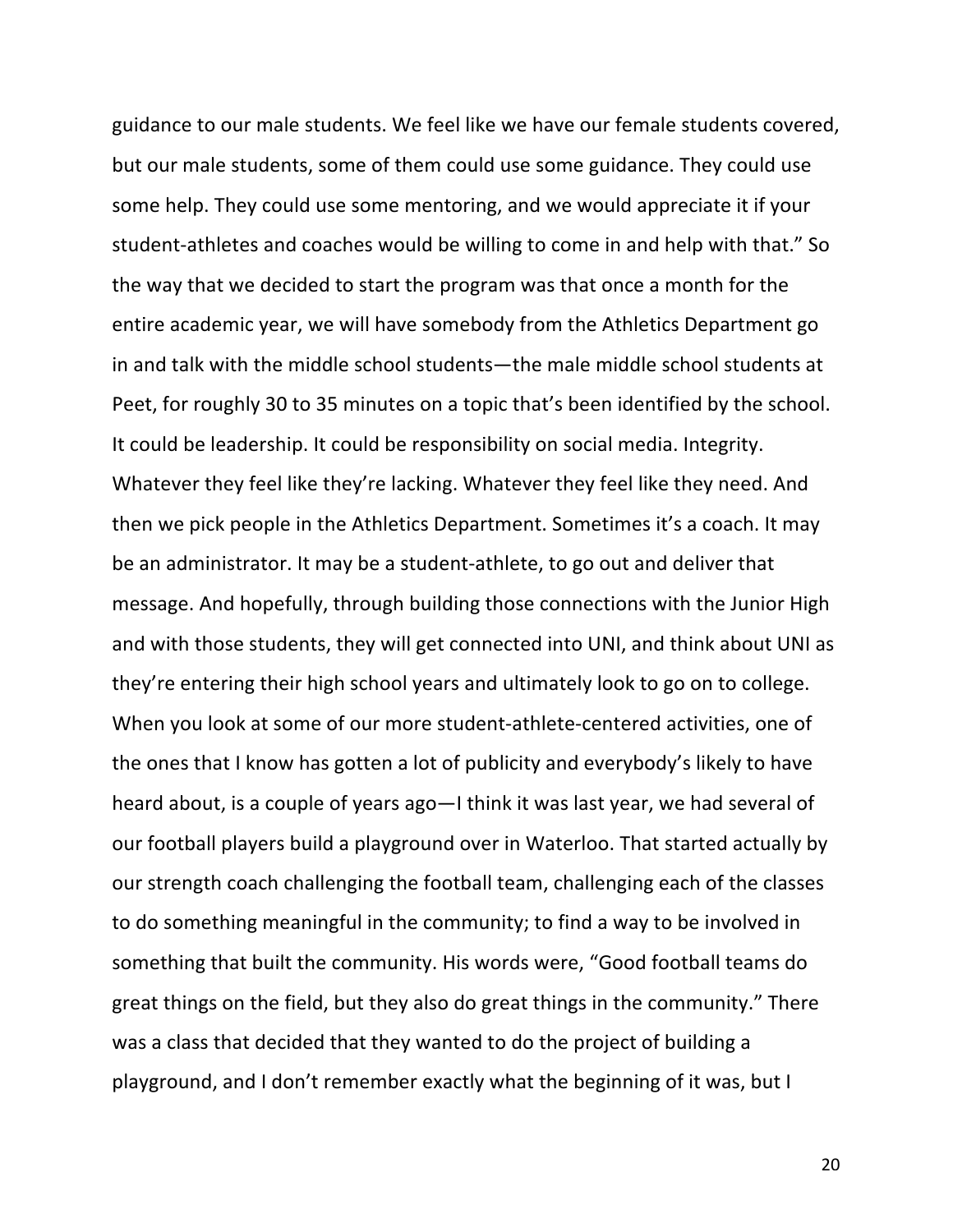guidance to our male students. We feel like we have our female students covered, but our male students, some of them could use some guidance. They could use some help. They could use some mentoring, and we would appreciate it if your student-athletes and coaches would be willing to come in and help with that." So the way that we decided to start the program was that once a month for the entire academic year, we will have somebody from the Athletics Department go in and talk with the middle school students—the male middle school students at Peet, for roughly 30 to 35 minutes on a topic that's been identified by the school. It could be leadership. It could be responsibility on social media. Integrity. Whatever they feel like they're lacking. Whatever they feel like they need. And then we pick people in the Athletics Department. Sometimes it's a coach. It may be an administrator. It may be a student-athlete, to go out and deliver that message. And hopefully, through building those connections with the Junior High and with those students, they will get connected into UNI, and think about UNI as they're entering their high school years and ultimately look to go on to college. When you look at some of our more student-athlete-centered activities, one of the ones that I know has gotten a lot of publicity and everybody's likely to have heard about, is a couple of years ago—I think it was last year, we had several of our football players build a playground over in Waterloo. That started actually by our strength coach challenging the football team, challenging each of the classes to do something meaningful in the community; to find a way to be involved in something that built the community. His words were, "Good football teams do great things on the field, but they also do great things in the community." There was a class that decided that they wanted to do the project of building a playground, and I don't remember exactly what the beginning of it was, but I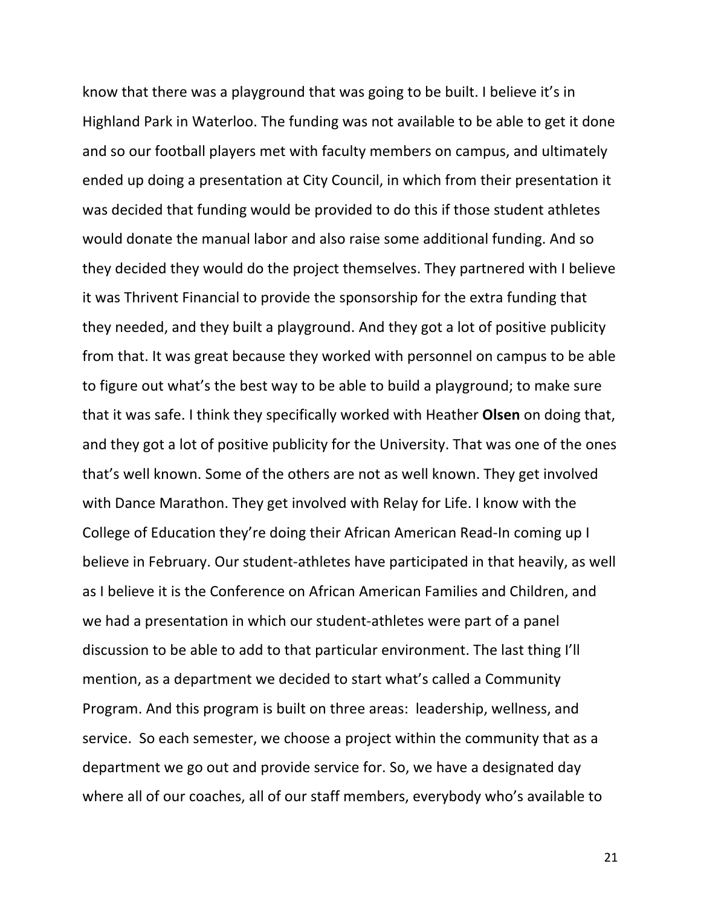know that there was a playground that was going to be built. I believe it's in Highland Park in Waterloo. The funding was not available to be able to get it done and so our football players met with faculty members on campus, and ultimately ended up doing a presentation at City Council, in which from their presentation it was decided that funding would be provided to do this if those student athletes would donate the manual labor and also raise some additional funding. And so they decided they would do the project themselves. They partnered with I believe it was Thrivent Financial to provide the sponsorship for the extra funding that they needed, and they built a playground. And they got a lot of positive publicity from that. It was great because they worked with personnel on campus to be able to figure out what's the best way to be able to build a playground; to make sure that it was safe. I think they specifically worked with Heather **Olsen** on doing that, and they got a lot of positive publicity for the University. That was one of the ones that's well known. Some of the others are not as well known. They get involved with Dance Marathon. They get involved with Relay for Life. I know with the College of Education they're doing their African American Read-In coming up I believe in February. Our student-athletes have participated in that heavily, as well as I believe it is the Conference on African American Families and Children, and we had a presentation in which our student-athletes were part of a panel discussion to be able to add to that particular environment. The last thing I'll mention, as a department we decided to start what's called a Community Program. And this program is built on three areas: leadership, wellness, and service. So each semester, we choose a project within the community that as a department we go out and provide service for. So, we have a designated day where all of our coaches, all of our staff members, everybody who's available to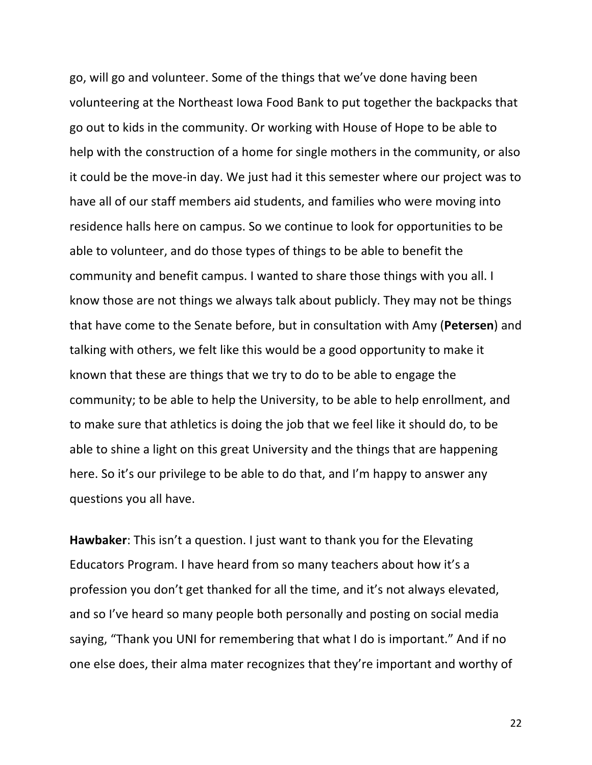go, will go and volunteer. Some of the things that we've done having been volunteering at the Northeast Iowa Food Bank to put together the backpacks that go out to kids in the community. Or working with House of Hope to be able to help with the construction of a home for single mothers in the community, or also it could be the move-in day. We just had it this semester where our project was to have all of our staff members aid students, and families who were moving into residence halls here on campus. So we continue to look for opportunities to be able to volunteer, and do those types of things to be able to benefit the community and benefit campus. I wanted to share those things with you all. I know those are not things we always talk about publicly. They may not be things that have come to the Senate before, but in consultation with Amy (**Petersen**) and talking with others, we felt like this would be a good opportunity to make it known that these are things that we try to do to be able to engage the community; to be able to help the University, to be able to help enrollment, and to make sure that athletics is doing the job that we feel like it should do, to be able to shine a light on this great University and the things that are happening here. So it's our privilege to be able to do that, and I'm happy to answer any questions you all have.

**Hawbaker**: This isn't a question. I just want to thank you for the Elevating Educators Program. I have heard from so many teachers about how it's a profession you don't get thanked for all the time, and it's not always elevated, and so I've heard so many people both personally and posting on social media saying, "Thank you UNI for remembering that what I do is important." And if no one else does, their alma mater recognizes that they're important and worthy of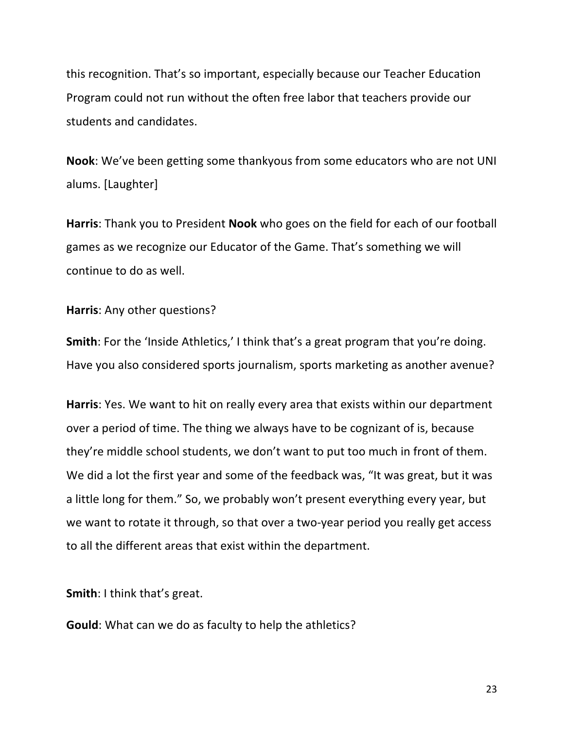this recognition. That's so important, especially because our Teacher Education Program could not run without the often free labor that teachers provide our students and candidates.

**Nook**: We've been getting some thankyous from some educators who are not UNI alums. [Laughter]

**Harris**: Thank you to President **Nook** who goes on the field for each of our football games as we recognize our Educator of the Game. That's something we will continue to do as well.

**Harris**: Any other questions?

**Smith**: For the 'Inside Athletics,' I think that's a great program that you're doing. Have you also considered sports journalism, sports marketing as another avenue?

**Harris**: Yes. We want to hit on really every area that exists within our department over a period of time. The thing we always have to be cognizant of is, because they're middle school students, we don't want to put too much in front of them. We did a lot the first year and some of the feedback was, "It was great, but it was a little long for them." So, we probably won't present everything every year, but we want to rotate it through, so that over a two-year period you really get access to all the different areas that exist within the department.

**Smith**: I think that's great.

**Gould**: What can we do as faculty to help the athletics?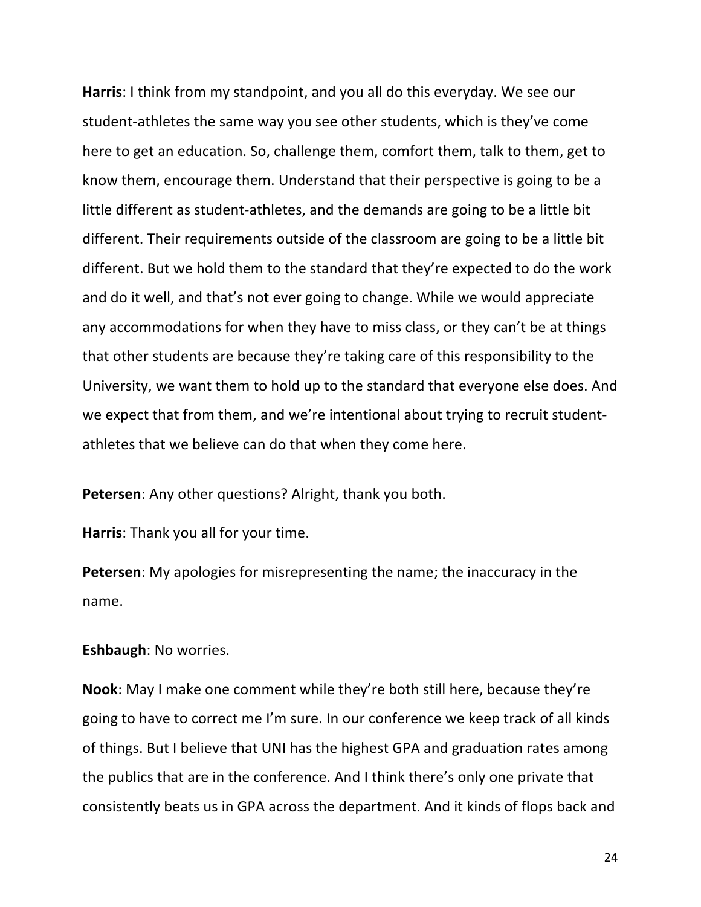**Harris**: I think from my standpoint, and you all do this everyday. We see our student-athletes the same way you see other students, which is they've come here to get an education. So, challenge them, comfort them, talk to them, get to know them, encourage them. Understand that their perspective is going to be a little different as student-athletes, and the demands are going to be a little bit different. Their requirements outside of the classroom are going to be a little bit different. But we hold them to the standard that they're expected to do the work and do it well, and that's not ever going to change. While we would appreciate any accommodations for when they have to miss class, or they can't be at things that other students are because they're taking care of this responsibility to the University, we want them to hold up to the standard that everyone else does. And we expect that from them, and we're intentional about trying to recruit student-athletes that we believe can do that when they come here.

**Petersen**: Any other questions? Alright, thank you both.

**Harris**: Thank you all for your time.

**Petersen**: My apologies for misrepresenting the name; the inaccuracy in the name.

**Eshbaugh**: No worries.

**Nook**: May I make one comment while they're both still here, because they're going to have to correct me I'm sure. In our conference we keep track of all kinds of things. But I believe that UNI has the highest GPA and graduation rates among the publics that are in the conference. And I think there's only one private that consistently beats us in GPA across the department. And it kinds of flops back and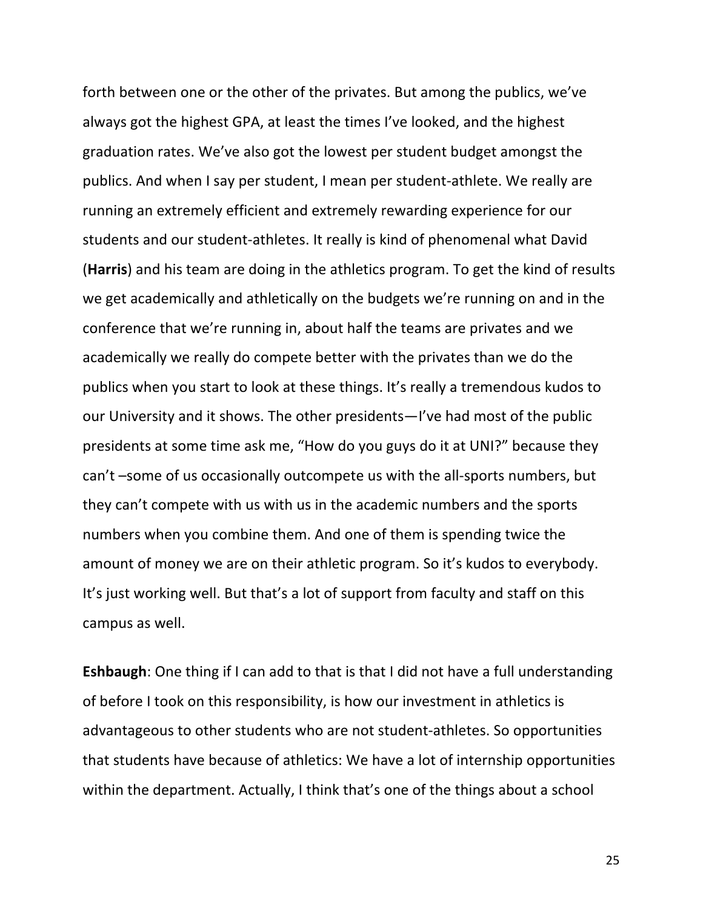forth between one or the other of the privates. But among the publics, we've always got the highest GPA, at least the times I've looked, and the highest graduation rates. We've also got the lowest per student budget amongst the publics. And when I say per student, I mean per student-athlete. We really are running an extremely efficient and extremely rewarding experience for our students and our student-athletes. It really is kind of phenomenal what David (**Harris**) and his team are doing in the athletics program. To get the kind of results we get academically and athletically on the budgets we're running on and in the conference that we're running in, about half the teams are privates and we academically we really do compete better with the privates than we do the publics when you start to look at these things. It's really a tremendous kudos to our University and it shows. The other presidents—I've had most of the public presidents at some time ask me, "How do you guys do it at UNI?" because they can't –some of us occasionally outcompete us with the all-sports numbers, but they can't compete with us with us in the academic numbers and the sports numbers when you combine them. And one of them is spending twice the amount of money we are on their athletic program. So it's kudos to everybody. It's just working well. But that's a lot of support from faculty and staff on this campus as well.

**Eshbaugh**: One thing if I can add to that is that I did not have a full understanding of before I took on this responsibility, is how our investment in athletics is advantageous to other students who are not student-athletes. So opportunities that students have because of athletics: We have a lot of internship opportunities within the department. Actually, I think that's one of the things about a school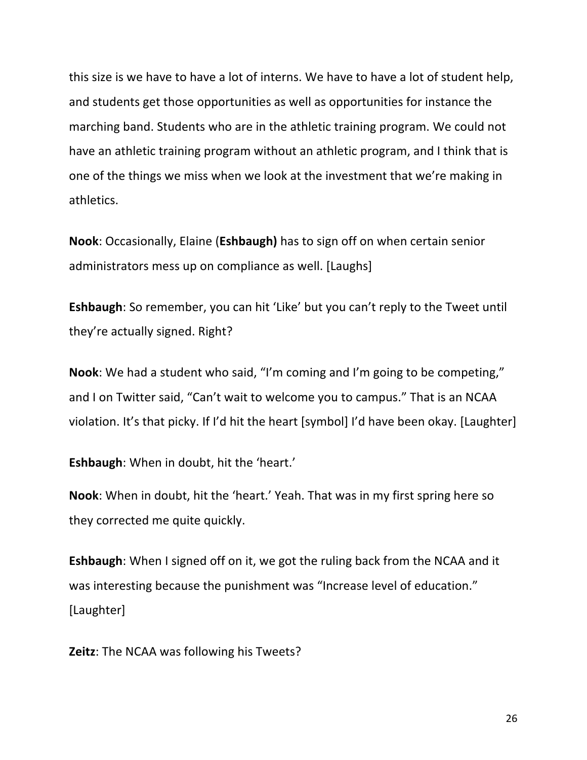this size is we have to have a lot of interns. We have to have a lot of student help, and students get those opportunities as well as opportunities for instance the marching band. Students who are in the athletic training program. We could not have an athletic training program without an athletic program, and I think that is one of the things we miss when we look at the investment that we're making in athletics.

**Nook**: Occasionally, Elaine (**Eshbaugh)** has to sign off on when certain senior administrators mess up on compliance as well. [Laughs]

**Eshbaugh**: So remember, you can hit 'Like' but you can't reply to the Tweet until they're actually signed. Right?

**Nook**: We had a student who said, "I'm coming and I'm going to be competing," and I on Twitter said, "Can't wait to welcome you to campus." That is an NCAA violation. It's that picky. If I'd hit the heart [symbol] I'd have been okay. [Laughter]

**Eshbaugh**: When in doubt, hit the 'heart.'

**Nook**: When in doubt, hit the 'heart.' Yeah. That was in my first spring here so they corrected me quite quickly.

**Eshbaugh**: When I signed off on it, we got the ruling back from the NCAA and it was interesting because the punishment was "Increase level of education." [Laughter]

**Zeitz**: The NCAA was following his Tweets?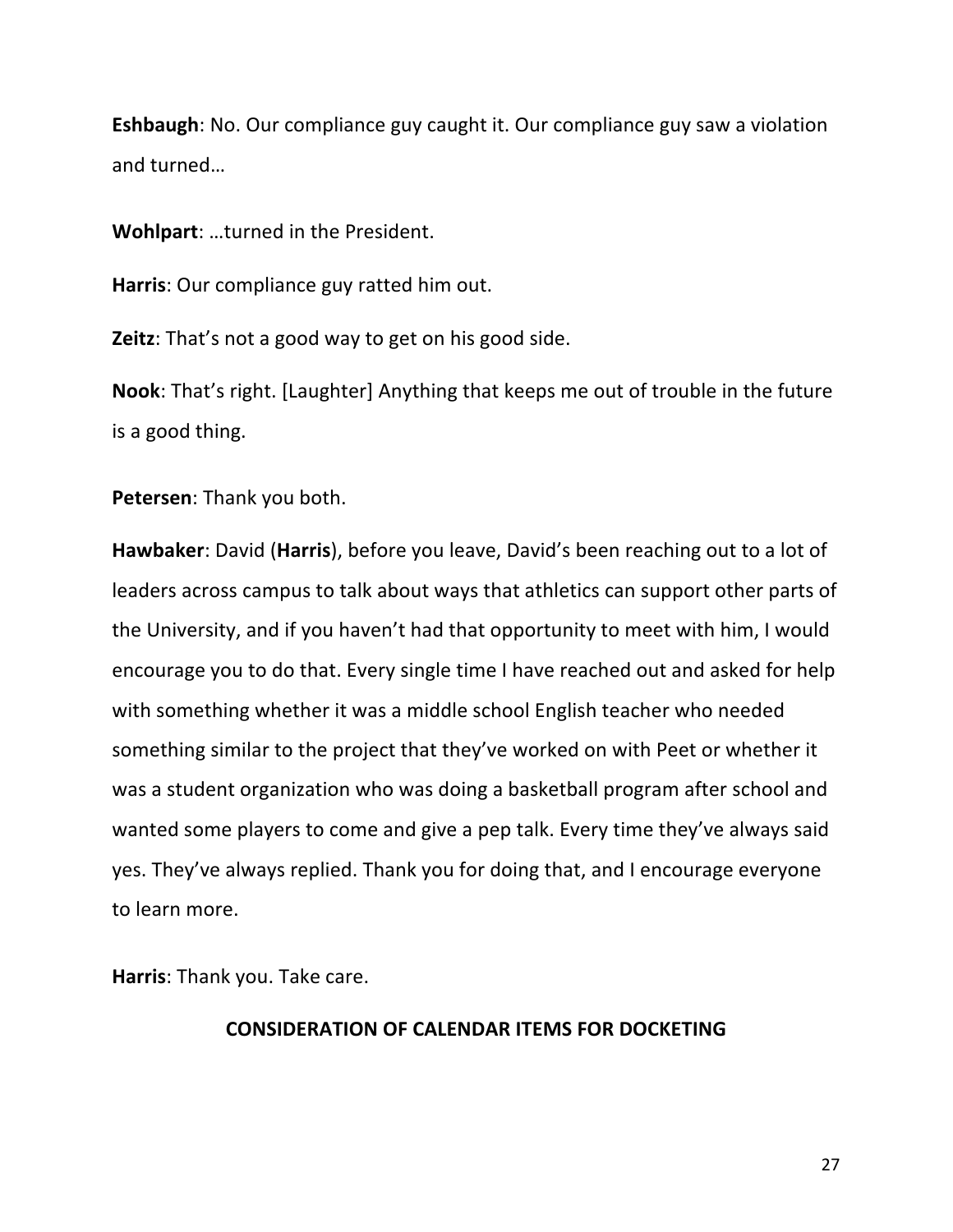**Eshbaugh**: No. Our compliance guy caught it. Our compliance guy saw a violation and turned…

**Wohlpart**: …turned in the President.

**Harris**: Our compliance guy ratted him out.

**Zeitz**: That's not a good way to get on his good side.

**Nook**: That's right. [Laughter] Anything that keeps me out of trouble in the future is a good thing.

**Petersen**: Thank you both.

**Hawbaker**: David (**Harris**), before you leave, David's been reaching out to a lot of leaders across campus to talk about ways that athletics can support other parts of the University, and if you haven't had that opportunity to meet with him, I would encourage you to do that. Every single time I have reached out and asked for help with something whether it was a middle school English teacher who needed something similar to the project that they've worked on with Peet or whether it was a student organization who was doing a basketball program after school and wanted some players to come and give a pep talk. Every time they've always said yes. They've always replied. Thank you for doing that, and I encourage everyone to learn more.

**Harris**: Thank you. Take care.

**CONSIDERATION OF CALENDAR ITEMS FOR DOCKETING**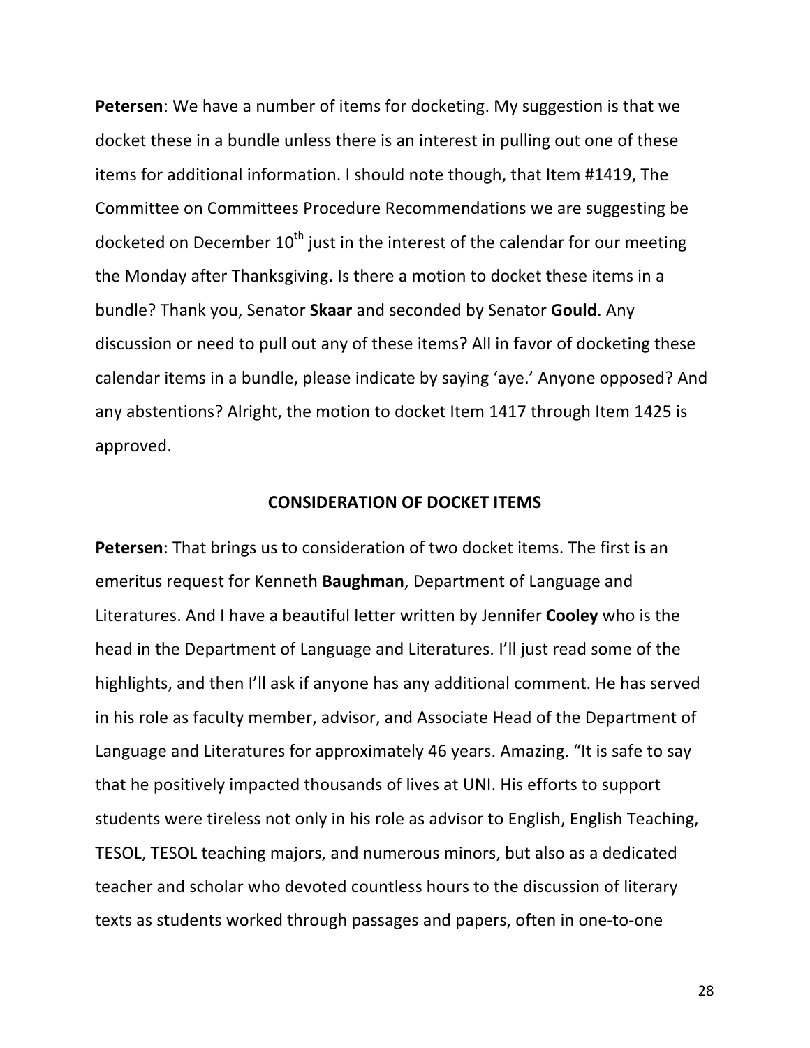**Petersen**: We have a number of items for docketing. My suggestion is that we docket these in a bundle unless there is an interest in pulling out one of these items for additional information. I should note though, that Item #1419, The Committee on Committees Procedure Recommendations we are suggesting be docketed on December 10th just in the interest of the calendar for our meeting the Monday after Thanksgiving. Is there a motion to docket these items in a bundle? Thank you, Senator **Skaar** and seconded by Senator **Gould**. Any discussion or need to pull out any of these items? All in favor of docketing these calendar items in a bundle, please indicate by saying 'aye.' Anyone opposed? And any abstentions? Alright, the motion to docket Item 1417 through Item 1425 is approved.

## CONSIDERATION OF DOCKET ITEMS

**Petersen**: That brings us to consideration of two docket items. The first is an emeritus request for Kenneth **Baughman**, Department of Language and Literatures. And I have a beautiful letter written by Jennifer **Cooley** who is the head in the Department of Language and Literatures. I'll just read some of the highlights, and then I'll ask if anyone has any additional comment. He has served in his role as faculty member, advisor, and Associate Head of the Department of Language and Literatures for approximately 46 years. Amazing. "It is safe to say that he positively impacted thousands of lives at UNI. His efforts to support students were tireless not only in his role as advisor to English, English Teaching, TESOL, TESOL teaching majors, and numerous minors, but also as a dedicated teacher and scholar who devoted countless hours to the discussion of literary texts as students worked through passages and papers, often in one-to-one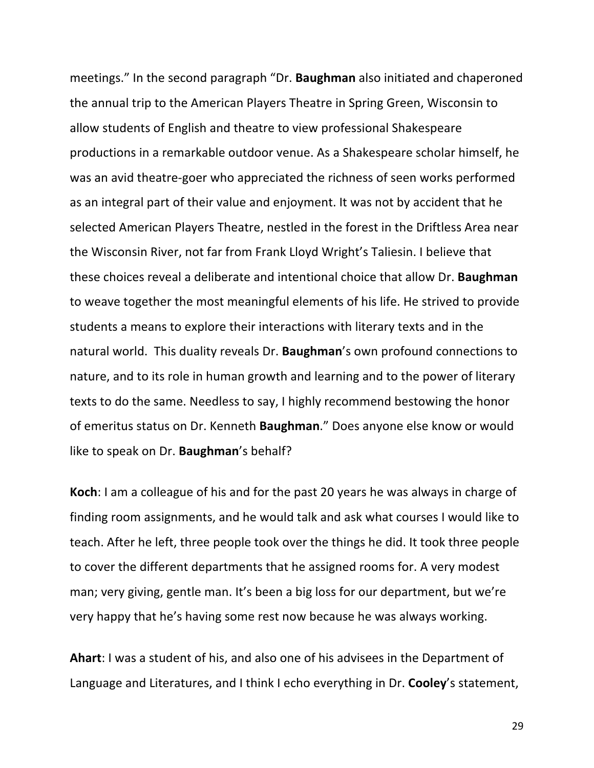meetings." In the second paragraph "Dr. **Baughman** also initiated and chaperoned the annual trip to the American Players Theatre in Spring Green, Wisconsin to allow students of English and theatre to view professional Shakespeare productions in a remarkable outdoor venue. As a Shakespeare scholar himself, he was an avid theatre-goer who appreciated the richness of seen works performed as an integral part of their value and enjoyment. It was not by accident that he selected American Players Theatre, nestled in the forest in the Driftless Area near the Wisconsin River, not far from Frank Lloyd Wright's Taliesin. I believe that these choices reveal a deliberate and intentional choice that allow Dr. **Baughman** to weave together the most meaningful elements of his life. He strived to provide students a means to explore their interactions with literary texts and in the natural world. This duality reveals Dr. **Baughman**'s own profound connections to nature, and to its role in human growth and learning and to the power of literary texts to do the same. Needless to say, I highly recommend bestowing the honor of emeritus status on Dr. Kenneth **Baughman**." Does anyone else know or would like to speak on Dr. **Baughman**'s behalf?

**Koch**: I am a colleague of his and for the past 20 years he was always in charge of finding room assignments, and he would talk and ask what courses I would like to teach. After he left, three people took over the things he did. It took three people to cover the different departments that he assigned rooms for. A very modest man; very giving, gentle man. It's been a big loss for our department, but we're very happy that he's having some rest now because he was always working.

**Ahart**: I was a student of his, and also one of his advisees in the Department of Language and Literatures, and I think I echo everything in Dr. **Cooley**'s statement,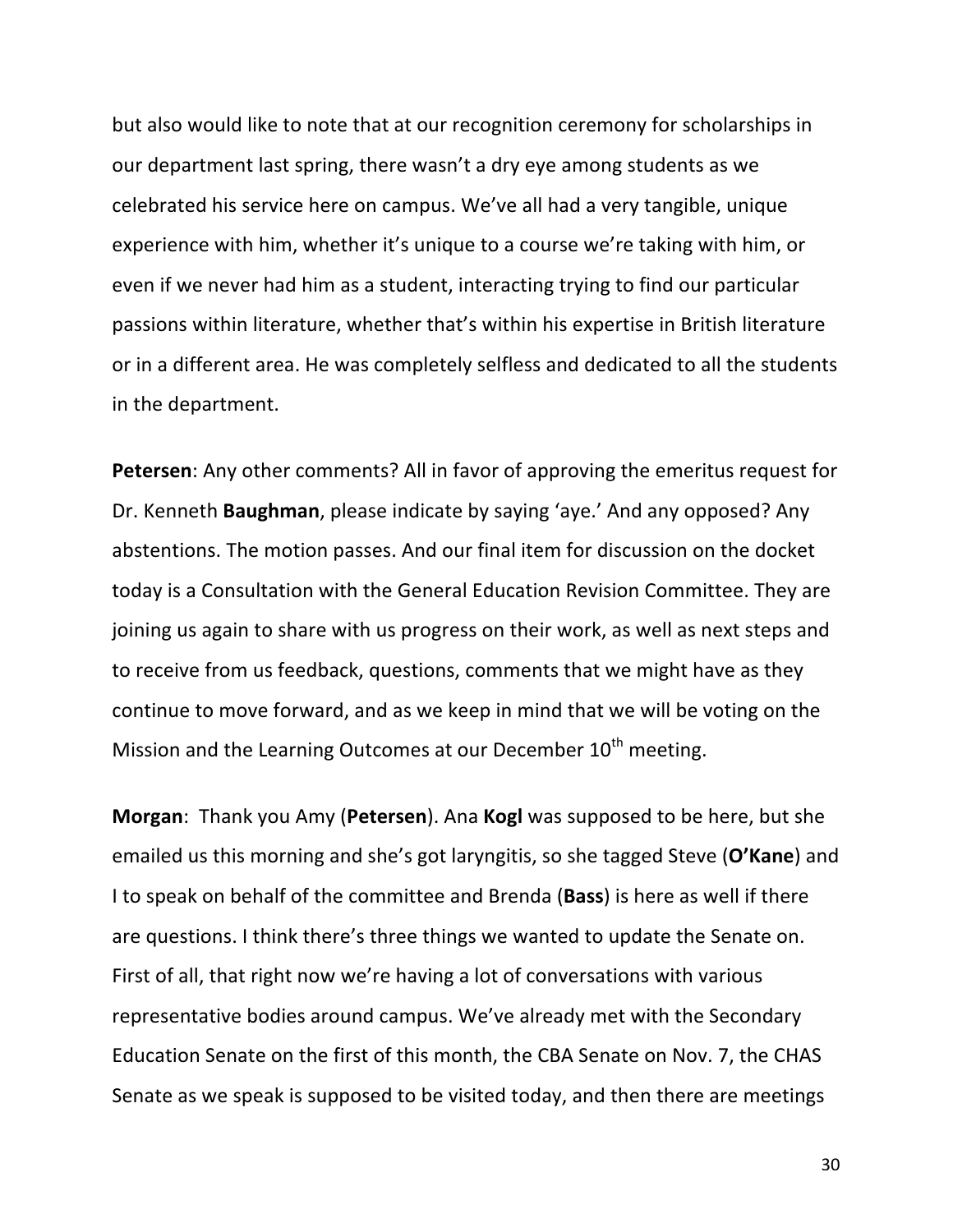but also would like to note that at our recognition ceremony for scholarships in our department last spring, there wasn't a dry eye among students as we celebrated his service here on campus. We've all had a very tangible, unique experience with him, whether it's unique to a course we're taking with him, or even if we never had him as a student, interacting trying to find our particular passions within literature, whether that's within his expertise in British literature or in a different area. He was completely selfless and dedicated to all the students in the department.

**Petersen**: Any other comments? All in favor of approving the emeritus request for Dr. Kenneth **Baughman**, please indicate by saying 'aye.' And any opposed? Any abstentions. The motion passes. And our final item for discussion on the docket today is a Consultation with the General Education Revision Committee. They are joining us again to share with us progress on their work, as well as next steps and to receive from us feedback, questions, comments that we might have as they continue to move forward, and as we keep in mind that we will be voting on the Mission and the Learning Outcomes at our December 10th meeting.

**Morgan**: Thank you Amy (**Petersen**). Ana **Kogl** was supposed to be here, but she emailed us this morning and she's got laryngitis, so she tagged Steve (**O'Kane**) and I to speak on behalf of the committee and Brenda (**Bass**) is here as well if there are questions. I think there's three things we wanted to update the Senate on. First of all, that right now we're having a lot of conversations with various representative bodies around campus. We've already met with the Secondary Education Senate on the first of this month, the CBA Senate on Nov. 7, the CHAS Senate as we speak is supposed to be visited today, and then there are meetings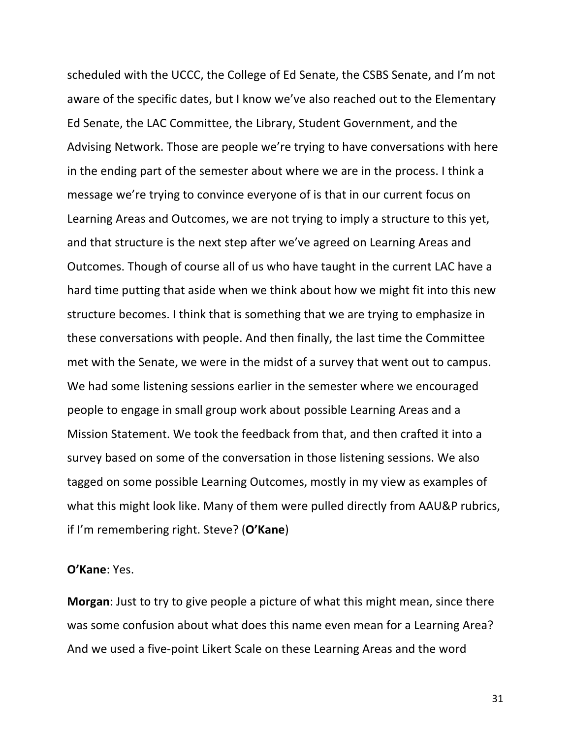scheduled with the UCCC, the College of Ed Senate, the CSBS Senate, and I'm not aware of the specific dates, but I know we've also reached out to the Elementary Ed Senate, the LAC Committee, the Library, Student Government, and the Advising Network. Those are people we're trying to have conversations with here in the ending part of the semester about where we are in the process. I think a message we're trying to convince everyone of is that in our current focus on Learning Areas and Outcomes, we are not trying to imply a structure to this yet, and that structure is the next step after we've agreed on Learning Areas and Outcomes. Though of course all of us who have taught in the current LAC have a hard time putting that aside when we think about how we might fit into this new structure becomes. I think that is something that we are trying to emphasize in these conversations with people. And then finally, the last time the Committee met with the Senate, we were in the midst of a survey that went out to campus. We had some listening sessions earlier in the semester where we encouraged people to engage in small group work about possible Learning Areas and a Mission Statement. We took the feedback from that, and then crafted it into a survey based on some of the conversation in those listening sessions. We also tagged on some possible Learning Outcomes, mostly in my view as examples of what this might look like. Many of them were pulled directly from AAU&P rubrics, if I'm remembering right. Steve? (**O'Kane**)

**O'Kane**: Yes.

**Morgan**: Just to try to give people a picture of what this might mean, since there was some confusion about what does this name even mean for a Learning Area? And we used a five-point Likert Scale on these Learning Areas and the word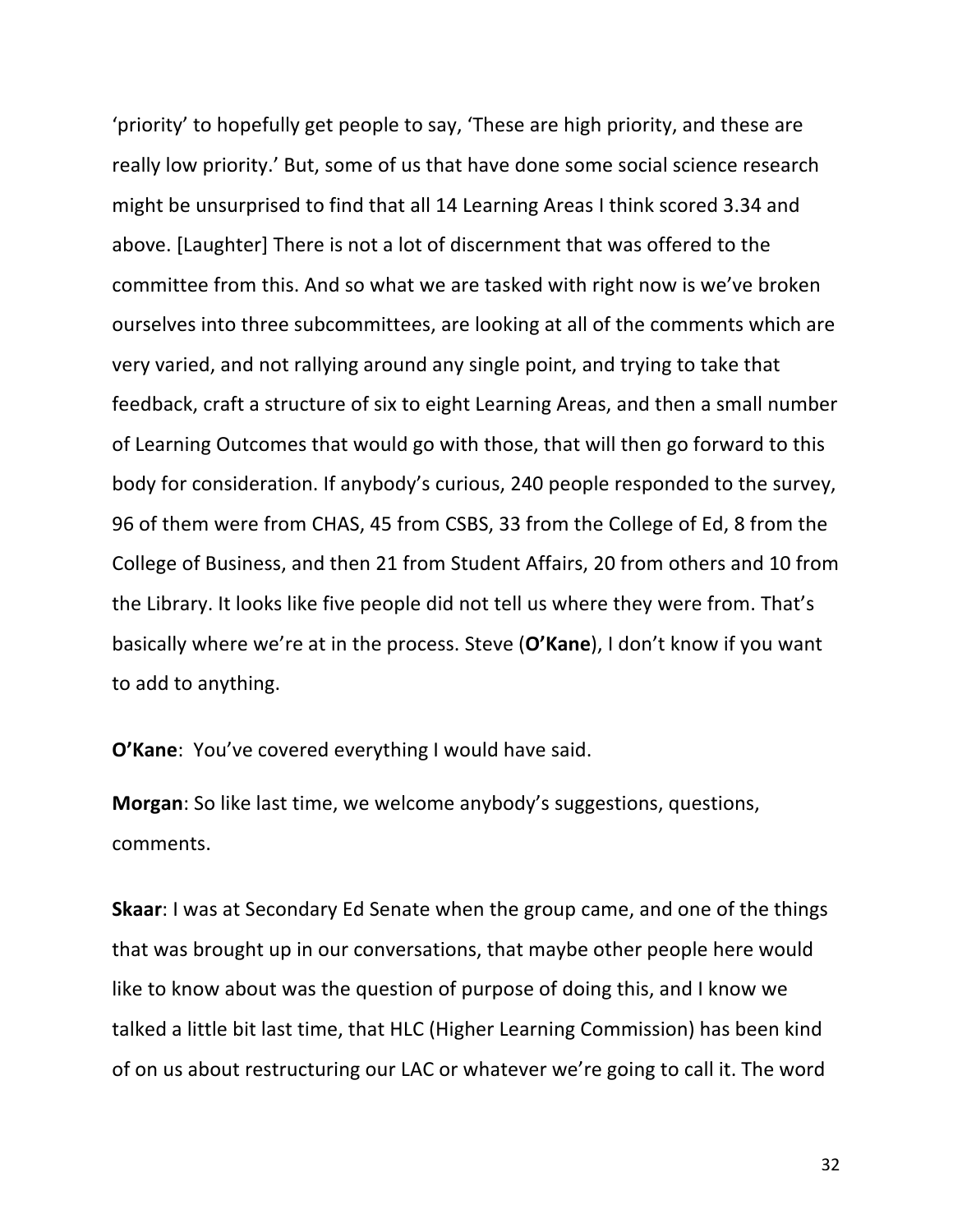'priority' to hopefully get people to say, 'These are high priority, and these are really low priority.' But, some of us that have done some social science research might be unsurprised to find that all 14 Learning Areas I think scored 3.34 and above. [Laughter] There is not a lot of discernment that was offered to the committee from this. And so what we are tasked with right now is we've broken ourselves into three subcommittees, are looking at all of the comments which are very varied, and not rallying around any single point, and trying to take that feedback, craft a structure of six to eight Learning Areas, and then a small number of Learning Outcomes that would go with those, that will then go forward to this body for consideration. If anybody's curious, 240 people responded to the survey, 96 of them were from CHAS, 45 from CSBS, 33 from the College of Ed, 8 from the College of Business, and then 21 from Student Affairs, 20 from others and 10 from the Library. It looks like five people did not tell us where they were from. That's basically where we're at in the process. Steve (**O'Kane**), I don't know if you want to add to anything.

**O'Kane**: You've covered everything I would have said.

**Morgan**: So like last time, we welcome anybody's suggestions, questions, comments.

**Skaar**: I was at Secondary Ed Senate when the group came, and one of the things that was brought up in our conversations, that maybe other people here would like to know about was the question of purpose of doing this, and I know we talked a little bit last time, that HLC (Higher Learning Commission) has been kind of on us about restructuring our LAC or whatever we're going to call it. The word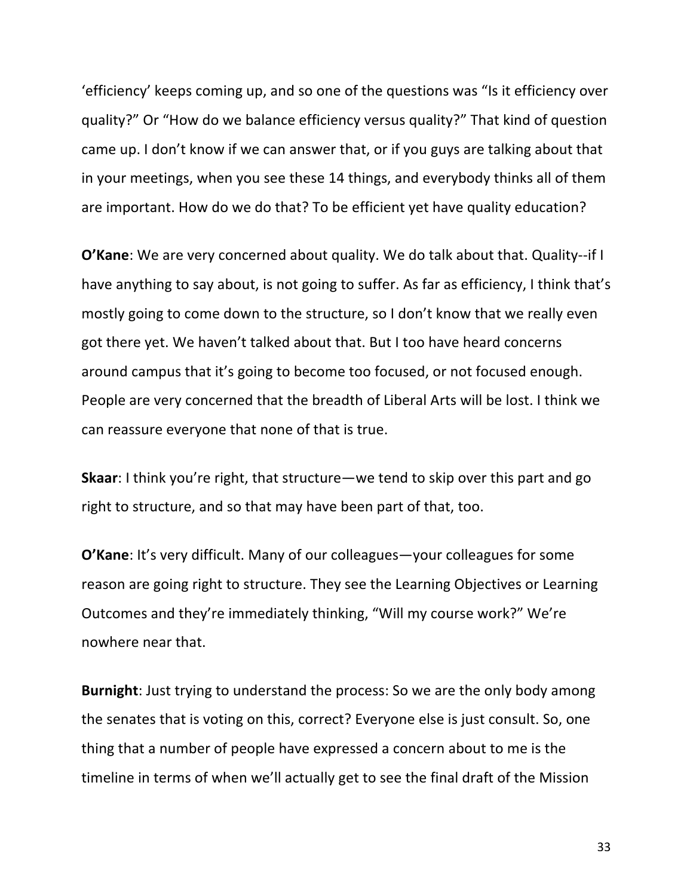'efficiency' keeps coming up, and so one of the questions was "Is it efficiency over quality?" Or "How do we balance efficiency versus quality?" That kind of question came up. I don't know if we can answer that, or if you guys are talking about that in your meetings, when you see these 14 things, and everybody thinks all of them are important. How do we do that? To be efficient yet have quality education?

**O'Kane**: We are very concerned about quality. We do talk about that. Quality--if I have anything to say about, is not going to suffer. As far as efficiency, I think that's mostly going to come down to the structure, so I don't know that we really even got there yet. We haven't talked about that. But I too have heard concerns around campus that it's going to become too focused, or not focused enough. People are very concerned that the breadth of Liberal Arts will be lost. I think we can reassure everyone that none of that is true.

**Skaar**: I think you're right, that structure—we tend to skip over this part and go right to structure, and so that may have been part of that, too.

**O'Kane**: It's very difficult. Many of our colleagues—your colleagues for some reason are going right to structure. They see the Learning Objectives or Learning Outcomes and they're immediately thinking, "Will my course work?" We're nowhere near that.

**Burnight**: Just trying to understand the process: So we are the only body among the senates that is voting on this, correct? Everyone else is just consult. So, one thing that a number of people have expressed a concern about to me is the timeline in terms of when we'll actually get to see the final draft of the Mission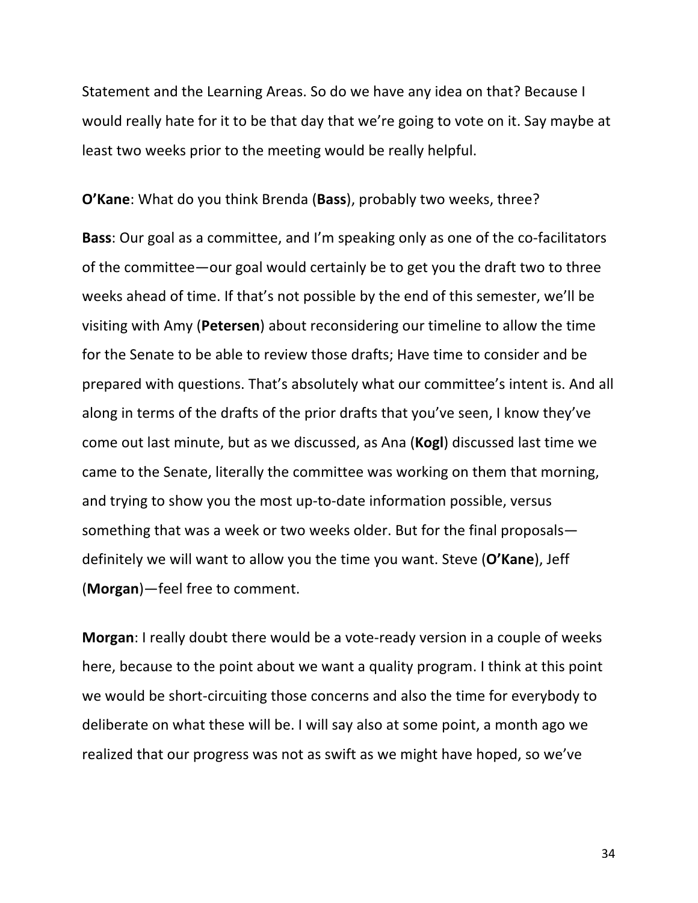Statement and the Learning Areas. So do we have any idea on that? Because I would really hate for it to be that day that we're going to vote on it. Say maybe at least two weeks prior to the meeting would be really helpful.

**O'Kane**: What do you think Brenda (**Bass**), probably two weeks, three?

**Bass**: Our goal as a committee, and I'm speaking only as one of the co-facilitators of the committee—our goal would certainly be to get you the draft two to three weeks ahead of time. If that's not possible by the end of this semester, we'll be visiting with Amy (**Petersen**) about reconsidering our timeline to allow the time for the Senate to be able to review those drafts; Have time to consider and be prepared with questions. That's absolutely what our committee's intent is. And all along in terms of the drafts of the prior drafts that you've seen, I know they've come out last minute, but as we discussed, as Ana (**Kogl**) discussed last time we came to the Senate, literally the committee was working on them that morning, and trying to show you the most up-to-date information possible, versus something that was a week or two weeks older. But for the final proposals—definitely we will want to allow you the time you want. Steve (**O'Kane**), Jeff (**Morgan**)—feel free to comment.

**Morgan**: I really doubt there would be a vote-ready version in a couple of weeks here, because to the point about we want a quality program. I think at this point we would be short-circuiting those concerns and also the time for everybody to deliberate on what these will be. I will say also at some point, a month ago we realized that our progress was not as swift as we might have hoped, so we've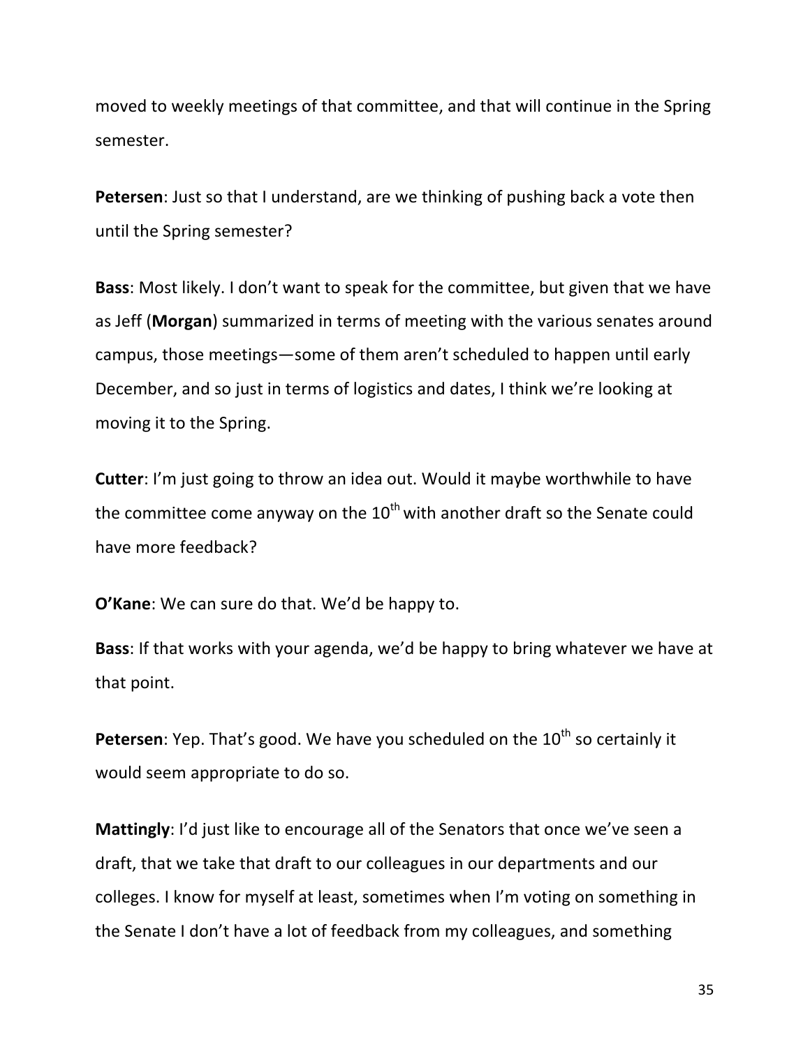moved to weekly meetings of that committee, and that will continue in the Spring semester.

**Petersen**: Just so that I understand, are we thinking of pushing back a vote then until the Spring semester?

**Bass**: Most likely. I don't want to speak for the committee, but given that we have as Jeff (**Morgan**) summarized in terms of meeting with the various senates around campus, those meetings—some of them aren't scheduled to happen until early December, and so just in terms of logistics and dates, I think we're looking at moving it to the Spring.

**Cutter**: I'm just going to throw an idea out. Would it maybe worthwhile to have the committee come anyway on the 10th with another draft so the Senate could have more feedback?

**O'Kane**: We can sure do that. We'd be happy to.

**Bass**: If that works with your agenda, we'd be happy to bring whatever we have at that point.

**Petersen**: Yep. That's good. We have you scheduled on the 10th so certainly it would seem appropriate to do so.

**Mattingly**: I'd just like to encourage all of the Senators that once we've seen a draft, that we take that draft to our colleagues in our departments and our colleges. I know for myself at least, sometimes when I'm voting on something in the Senate I don't have a lot of feedback from my colleagues, and something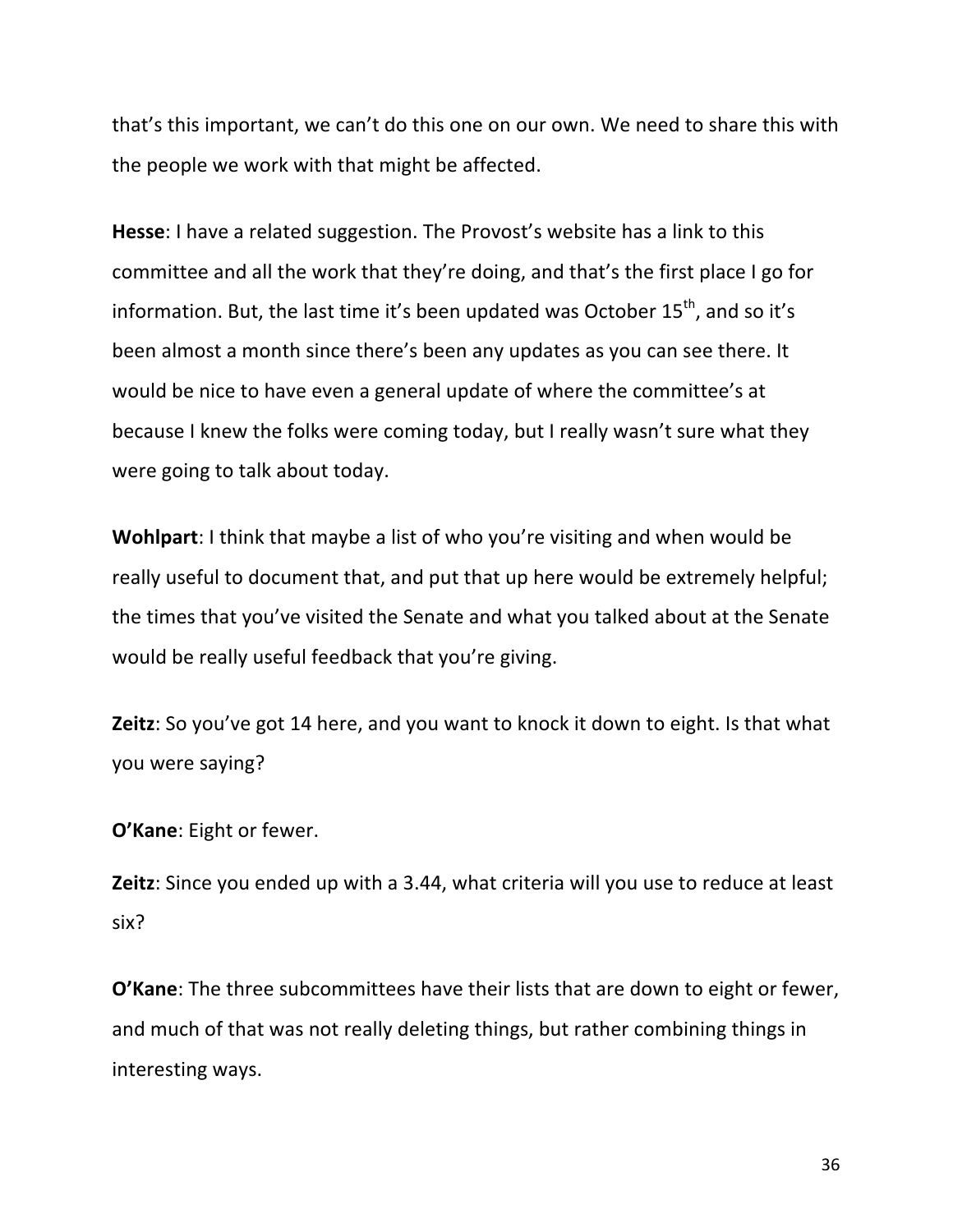that's this important, we can't do this one on our own. We need to share this with the people we work with that might be affected.

**Hesse**: I have a related suggestion. The Provost's website has a link to this committee and all the work that they're doing, and that's the first place I go for information. But, the last time it's been updated was October 15th, and so it's been almost a month since there's been any updates as you can see there. It would be nice to have even a general update of where the committee's at because I knew the folks were coming today, but I really wasn't sure what they were going to talk about today.

**Wohlpart**: I think that maybe a list of who you're visiting and when would be really useful to document that, and put that up here would be extremely helpful; the times that you've visited the Senate and what you talked about at the Senate would be really useful feedback that you're giving.

**Zeitz**: So you've got 14 here, and you want to knock it down to eight. Is that what you were saying?

**O'Kane**: Eight or fewer.

**Zeitz**: Since you ended up with a 3.44, what criteria will you use to reduce at least six?

**O'Kane**: The three subcommittees have their lists that are down to eight or fewer, and much of that was not really deleting things, but rather combining things in interesting ways.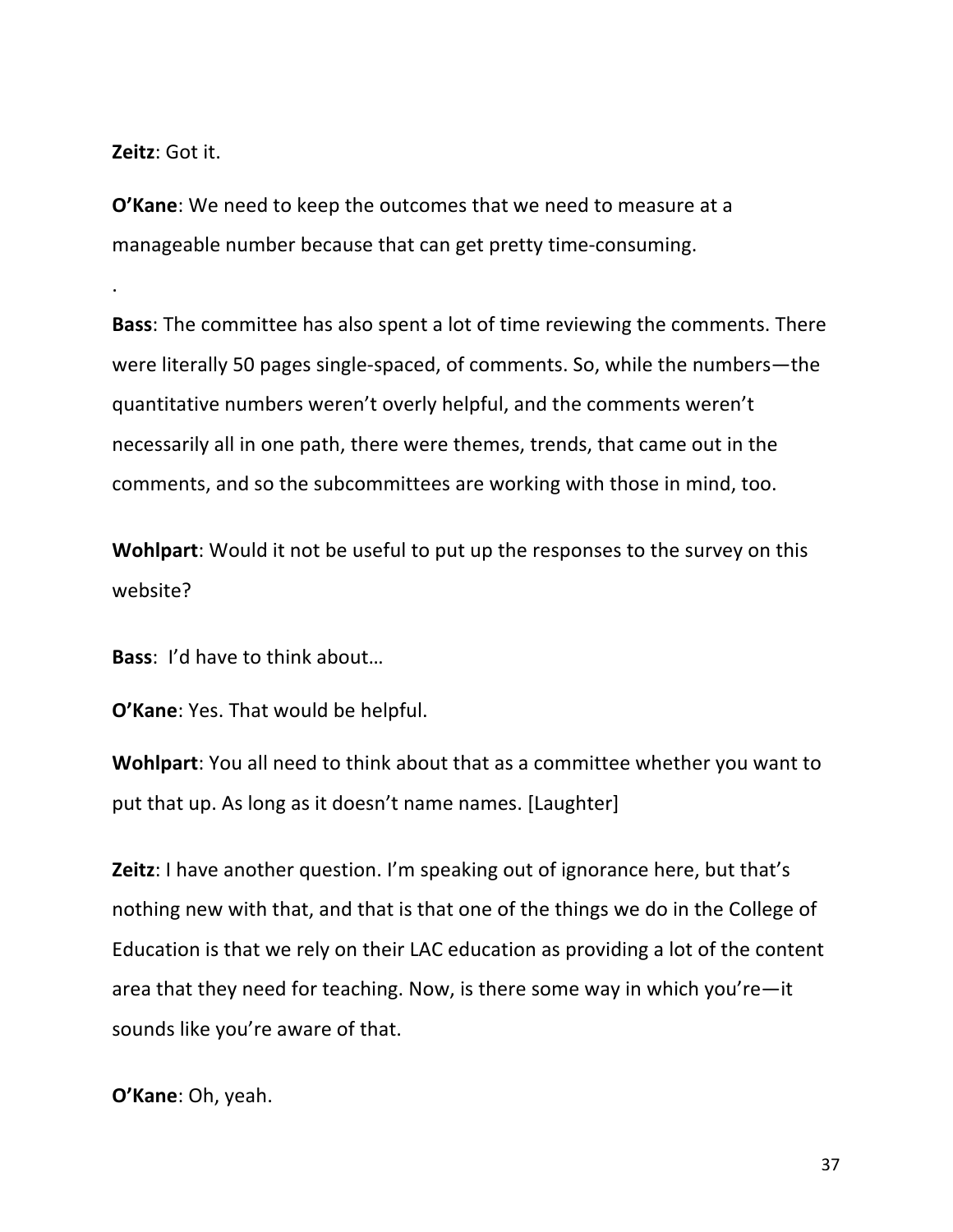**Zeitz**: Got it.

**O'Kane**: We need to keep the outcomes that we need to measure at a manageable number because that can get pretty time-consuming.

.

**Bass**: The committee has also spent a lot of time reviewing the comments. There were literally 50 pages single-spaced, of comments. So, while the numbers—the quantitative numbers weren't overly helpful, and the comments weren't necessarily all in one path, there were themes, trends, that came out in the comments, and so the subcommittees are working with those in mind, too.

**Wohlpart**: Would it not be useful to put up the responses to the survey on this website?

**Bass**: I'd have to think about…

**O'Kane**: Yes. That would be helpful.

**Wohlpart**: You all need to think about that as a committee whether you want to put that up. As long as it doesn't name names. [Laughter]

**Zeitz**: I have another question. I'm speaking out of ignorance here, but that's nothing new with that, and that is that one of the things we do in the College of Education is that we rely on their LAC education as providing a lot of the content area that they need for teaching. Now, is there some way in which you're—it sounds like you're aware of that.

**O'Kane**: Oh, yeah.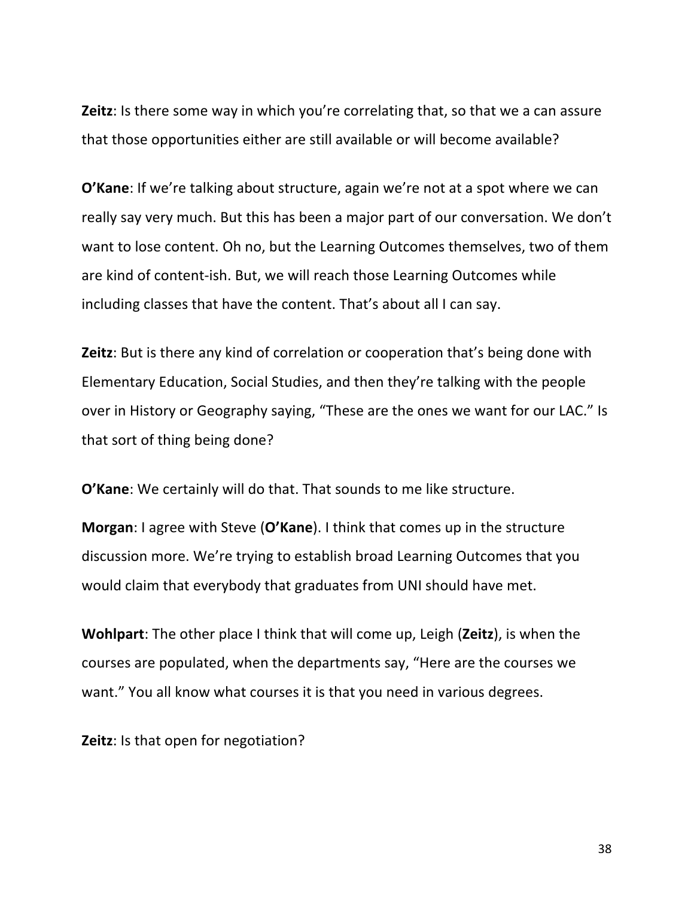**Zeitz**: Is there some way in which you're correlating that, so that we a can assure that those opportunities either are still available or will become available?

**O'Kane**: If we're talking about structure, again we're not at a spot where we can really say very much. But this has been a major part of our conversation. We don't want to lose content. Oh no, but the Learning Outcomes themselves, two of them are kind of content-ish. But, we will reach those Learning Outcomes while including classes that have the content. That's about all I can say.

**Zeitz**: But is there any kind of correlation or cooperation that's being done with Elementary Education, Social Studies, and then they're talking with the people over in History or Geography saying, "These are the ones we want for our LAC." Is that sort of thing being done?

**O'Kane**: We certainly will do that. That sounds to me like structure.

**Morgan**: I agree with Steve (**O'Kane**). I think that comes up in the structure discussion more. We're trying to establish broad Learning Outcomes that you would claim that everybody that graduates from UNI should have met.

**Wohlpart**: The other place I think that will come up, Leigh (**Zeitz**), is when the courses are populated, when the departments say, "Here are the courses we want." You all know what courses it is that you need in various degrees.

**Zeitz**: Is that open for negotiation?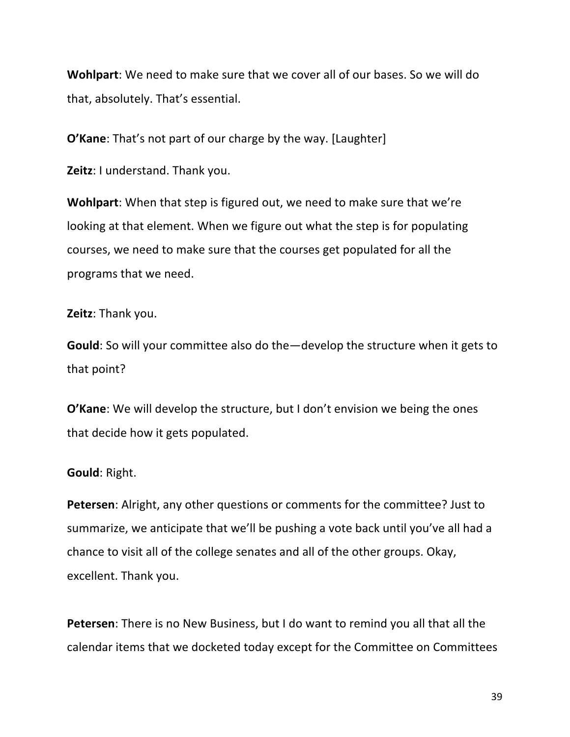**Wohlpart**: We need to make sure that we cover all of our bases. So we will do that, absolutely. That's essential.

**O'Kane**: That's not part of our charge by the way. [Laughter]

**Zeitz**: I understand. Thank you.

**Wohlpart**: When that step is figured out, we need to make sure that we're looking at that element. When we figure out what the step is for populating courses, we need to make sure that the courses get populated for all the programs that we need.

**Zeitz**: Thank you.

**Gould**: So will your committee also do the—develop the structure when it gets to that point?

**O'Kane**: We will develop the structure, but I don't envision we being the ones that decide how it gets populated.

**Gould**: Right.

**Petersen**: Alright, any other questions or comments for the committee? Just to summarize, we anticipate that we'll be pushing a vote back until you've all had a chance to visit all of the college senates and all of the other groups. Okay, excellent. Thank you.

**Petersen**: There is no New Business, but I do want to remind you all that all the calendar items that we docketed today except for the Committee on Committees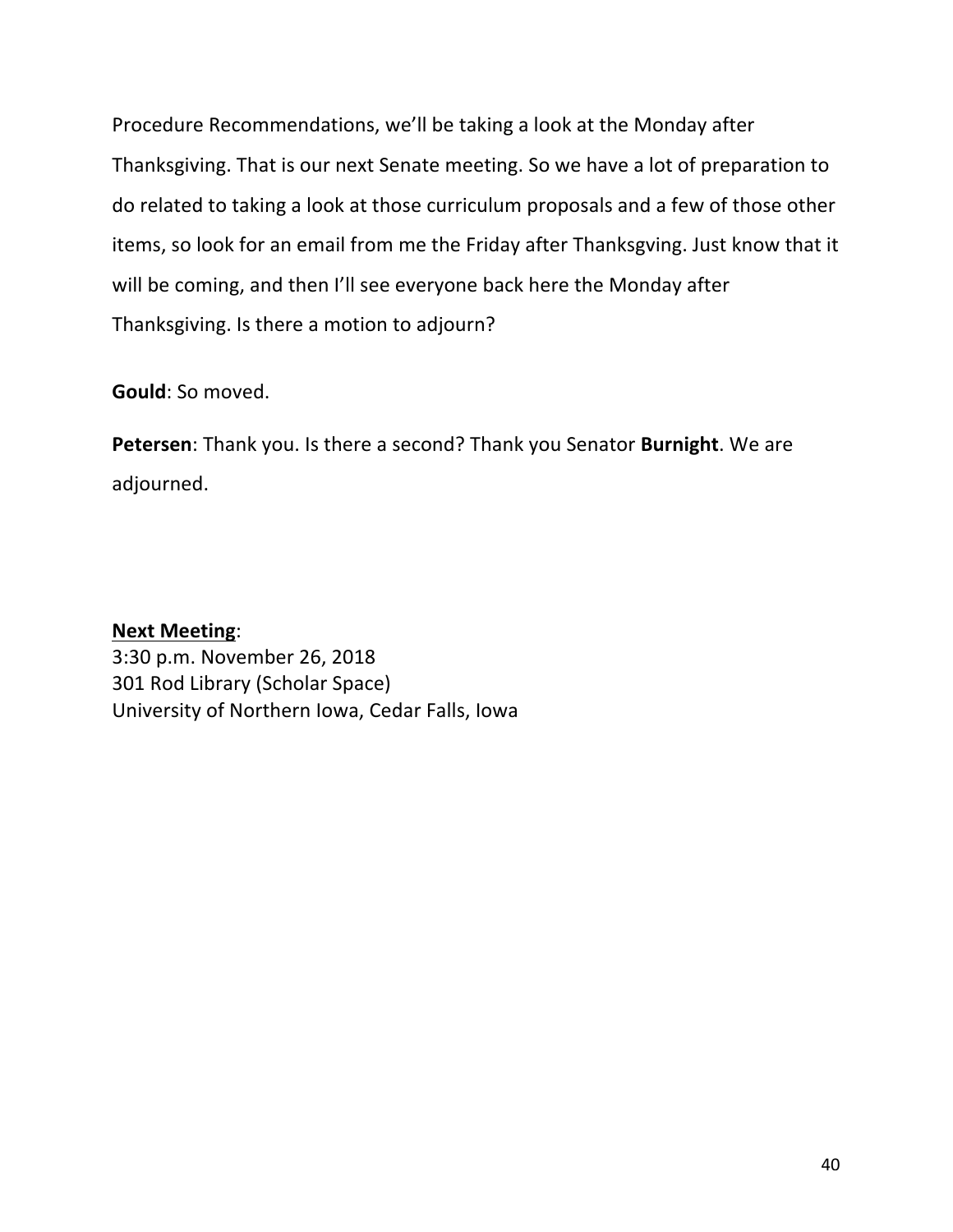Procedure Recommendations, we'll be taking a look at the Monday after Thanksgiving. That is our next Senate meeting. So we have a lot of preparation to do related to taking a look at those curriculum proposals and a few of those other items, so look for an email from me the Friday after Thanksgving. Just know that it will be coming, and then I'll see everyone back here the Monday after Thanksgiving. Is there a motion to adjourn?

**Gould**: So moved.

**Petersen**: Thank you. Is there a second? Thank you Senator **Burnight**. We are adjourned.

**<u>Next Meeting</u>**:
3:30 p.m. November 26, 2018
301 Rod Library (Scholar Space)
University of Northern Iowa, Cedar Falls, Iowa